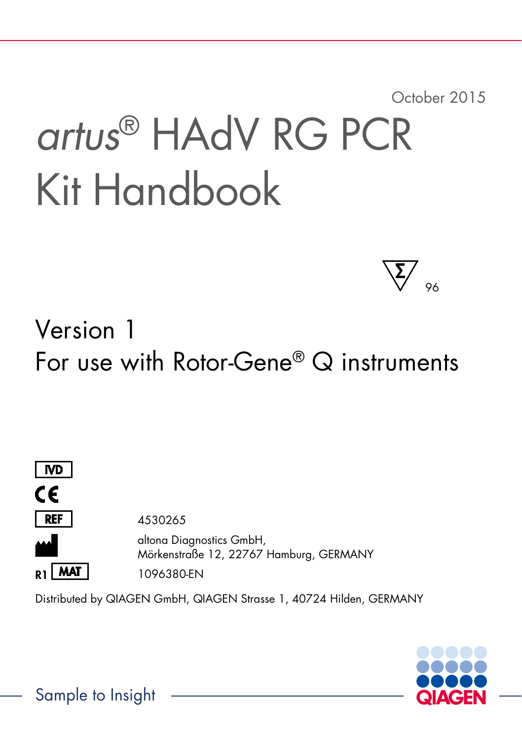October 2015

# *artus*® HAdV RG PCR Kit Handbook

Σ 96

## Version 1

## For use with Rotor-Gene® Q instruments

IVD

CE

REF 4530265

altona Diagnostics GmbH,
Mörkenstraße 12, 22767 Hamburg, GERMANY

R1 MAT 1096380-EN

Distributed by QIAGEN GmbH, QIAGEN Strasse 1, 40724 Hilden, GERMANY

Sample to Insight

QIAGEN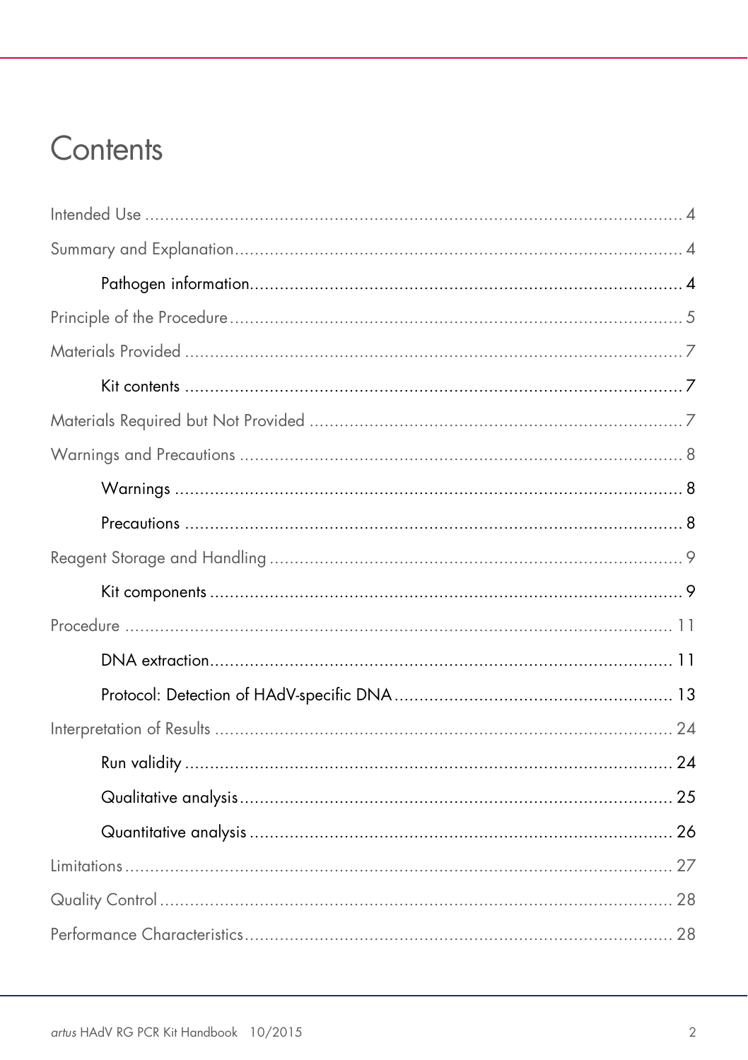# Contents

Intended Use ........................................................................................................ 4

Summary and Explanation ...................................................................................... 4

    Pathogen information ........................................................................................ 4

Principle of the Procedure ...................................................................................... 5

Materials Provided ................................................................................................ 7

    Kit contents ...................................................................................................... 7

Materials Required but Not Provided ...................................................................... 7

Warnings and Precautions ...................................................................................... 8

    Warnings ........................................................................................................ 8

    Precautions ...................................................................................................... 8

Reagent Storage and Handling ................................................................................ 9

    Kit components ................................................................................................ 9

Procedure ............................................................................................................ 11

    DNA extraction ................................................................................................ 11

    Protocol: Detection of HAdV-specific DNA ......................................................... 13

Interpretation of Results ........................................................................................ 24

    Run validity ..................................................................................................... 24

    Qualitative analysis .......................................................................................... 25

    Quantitative analysis ........................................................................................ 26

Limitations ........................................................................................................... 27

Quality Control .................................................................................................... 28

Performance Characteristics ................................................................................... 28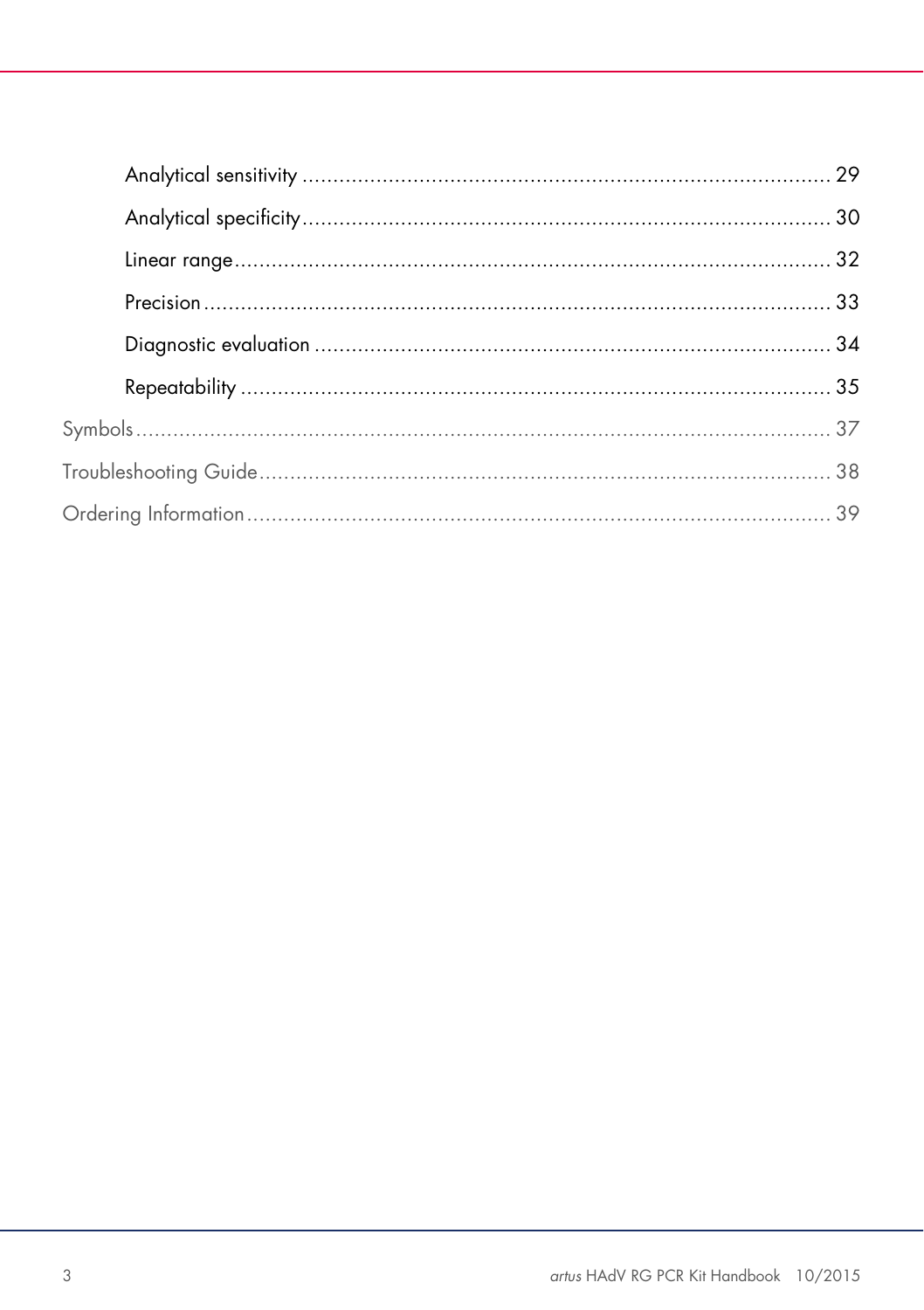Analytical sensitivity ........................................................................................ 29

Analytical specificity ........................................................................................ 30

Linear range ........................................................................................ 32

Precision ........................................................................................ 33

Diagnostic evaluation ........................................................................................ 34

Repeatability ........................................................................................ 35

Symbols ........................................................................................ 37

Troubleshooting Guide ........................................................................................ 38

Ordering Information ........................................................................................ 39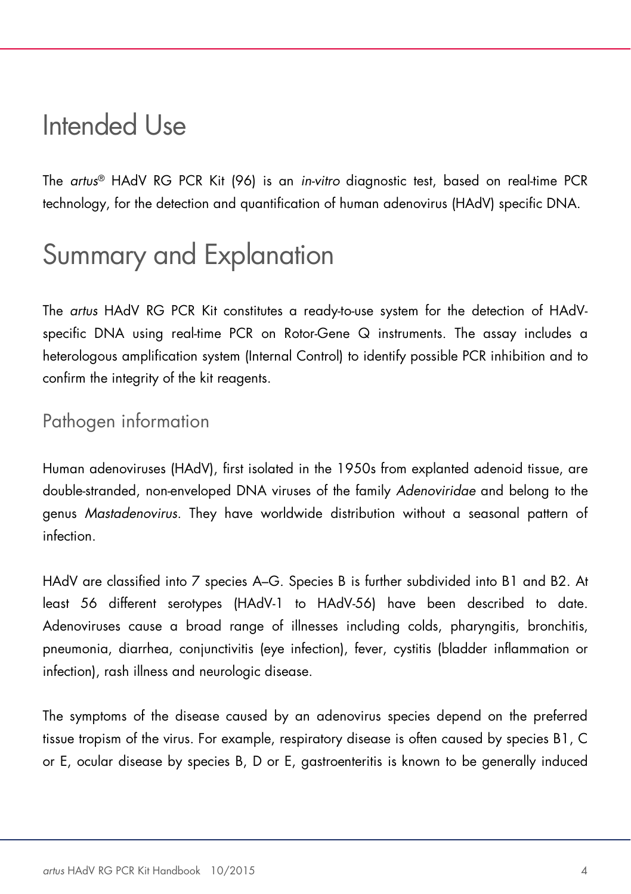# Intended Use

The *artus*® HAdV RG PCR Kit (96) is an *in-vitro* diagnostic test, based on real-time PCR technology, for the detection and quantification of human adenovirus (HAdV) specific DNA.

# Summary and Explanation

The *artus* HAdV RG PCR Kit constitutes a ready-to-use system for the detection of HAdV-specific DNA using real-time PCR on Rotor-Gene Q instruments. The assay includes a heterologous amplification system (Internal Control) to identify possible PCR inhibition and to confirm the integrity of the kit reagents.

## Pathogen information

Human adenoviruses (HAdV), first isolated in the 1950s from explanted adenoid tissue, are double-stranded, non-enveloped DNA viruses of the family *Adenoviridae* and belong to the genus *Mastadenovirus*. They have worldwide distribution without a seasonal pattern of infection.

HAdV are classified into 7 species A–G. Species B is further subdivided into B1 and B2. At least 56 different serotypes (HAdV-1 to HAdV-56) have been described to date. Adenoviruses cause a broad range of illnesses including colds, pharyngitis, bronchitis, pneumonia, diarrhea, conjunctivitis (eye infection), fever, cystitis (bladder inflammation or infection), rash illness and neurologic disease.

The symptoms of the disease caused by an adenovirus species depend on the preferred tissue tropism of the virus. For example, respiratory disease is often caused by species B1, C or E, ocular disease by species B, D or E, gastroenteritis is known to be generally induced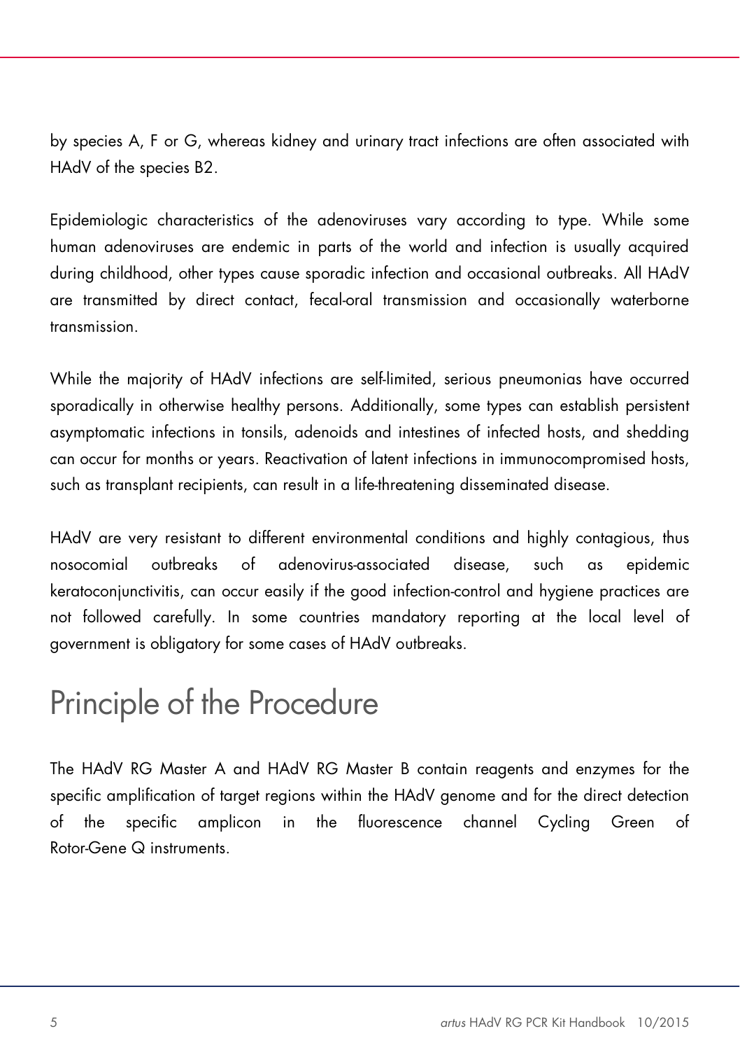by species A, F or G, whereas kidney and urinary tract infections are often associated with HAdV of the species B2.

Epidemiologic characteristics of the adenoviruses vary according to type. While some human adenoviruses are endemic in parts of the world and infection is usually acquired during childhood, other types cause sporadic infection and occasional outbreaks. All HAdV are transmitted by direct contact, fecal-oral transmission and occasionally waterborne transmission.

While the majority of HAdV infections are self-limited, serious pneumonias have occurred sporadically in otherwise healthy persons. Additionally, some types can establish persistent asymptomatic infections in tonsils, adenoids and intestines of infected hosts, and shedding can occur for months or years. Reactivation of latent infections in immunocompromised hosts, such as transplant recipients, can result in a life-threatening disseminated disease.

HAdV are very resistant to different environmental conditions and highly contagious, thus nosocomial outbreaks of adenovirus-associated disease, such as epidemic keratoconjunctivitis, can occur easily if the good infection-control and hygiene practices are not followed carefully. In some countries mandatory reporting at the local level of government is obligatory for some cases of HAdV outbreaks.

# Principle of the Procedure

The HAdV RG Master A and HAdV RG Master B contain reagents and enzymes for the specific amplification of target regions within the HAdV genome and for the direct detection of the specific amplicon in the fluorescence channel Cycling Green of Rotor-Gene Q instruments.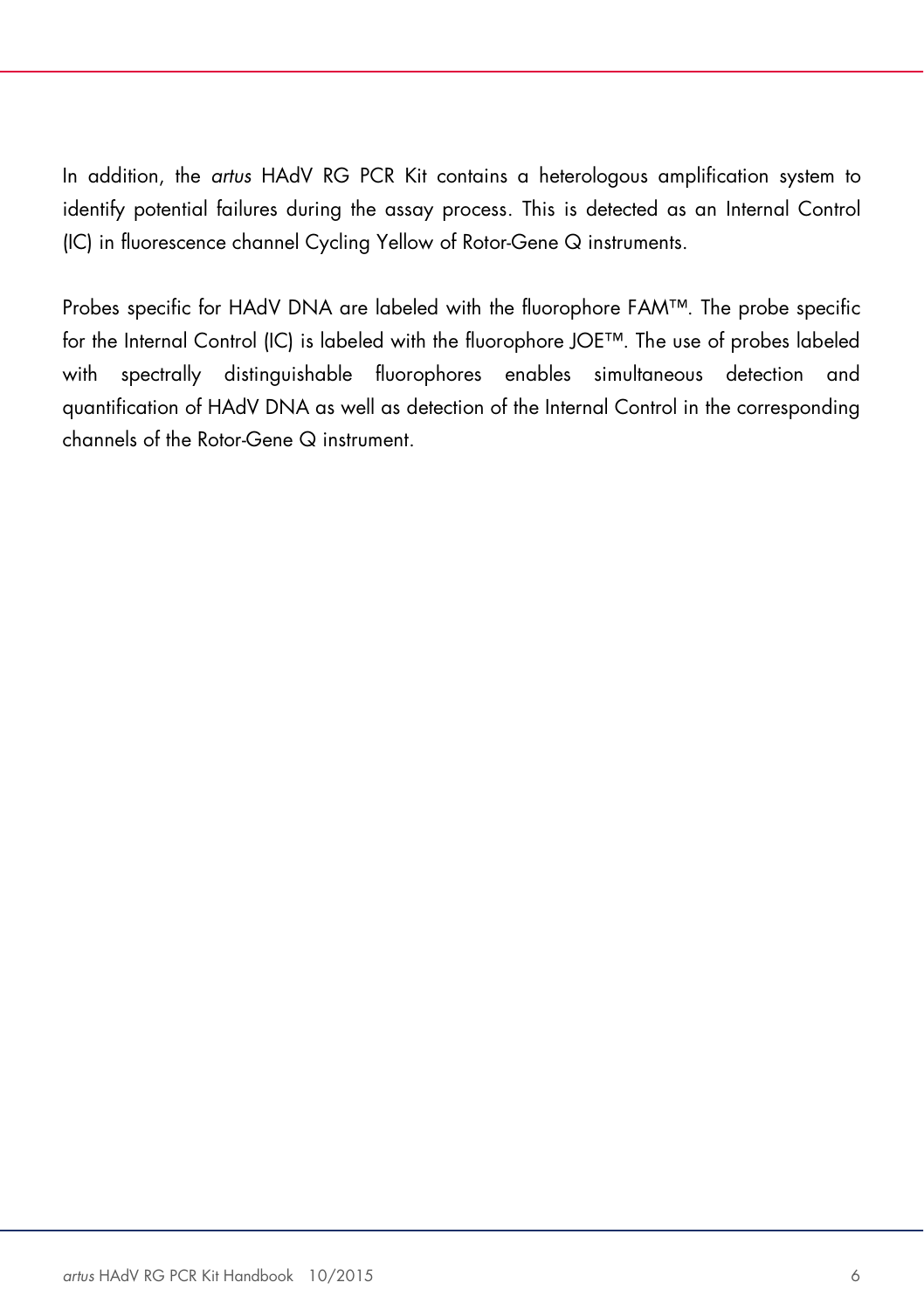In addition, the *artus* HAdV RG PCR Kit contains a heterologous amplification system to identify potential failures during the assay process. This is detected as an Internal Control (IC) in fluorescence channel Cycling Yellow of Rotor-Gene Q instruments.

Probes specific for HAdV DNA are labeled with the fluorophore FAM™. The probe specific for the Internal Control (IC) is labeled with the fluorophore JOE™. The use of probes labeled with spectrally distinguishable fluorophores enables simultaneous detection and quantification of HAdV DNA as well as detection of the Internal Control in the corresponding channels of the Rotor-Gene Q instrument.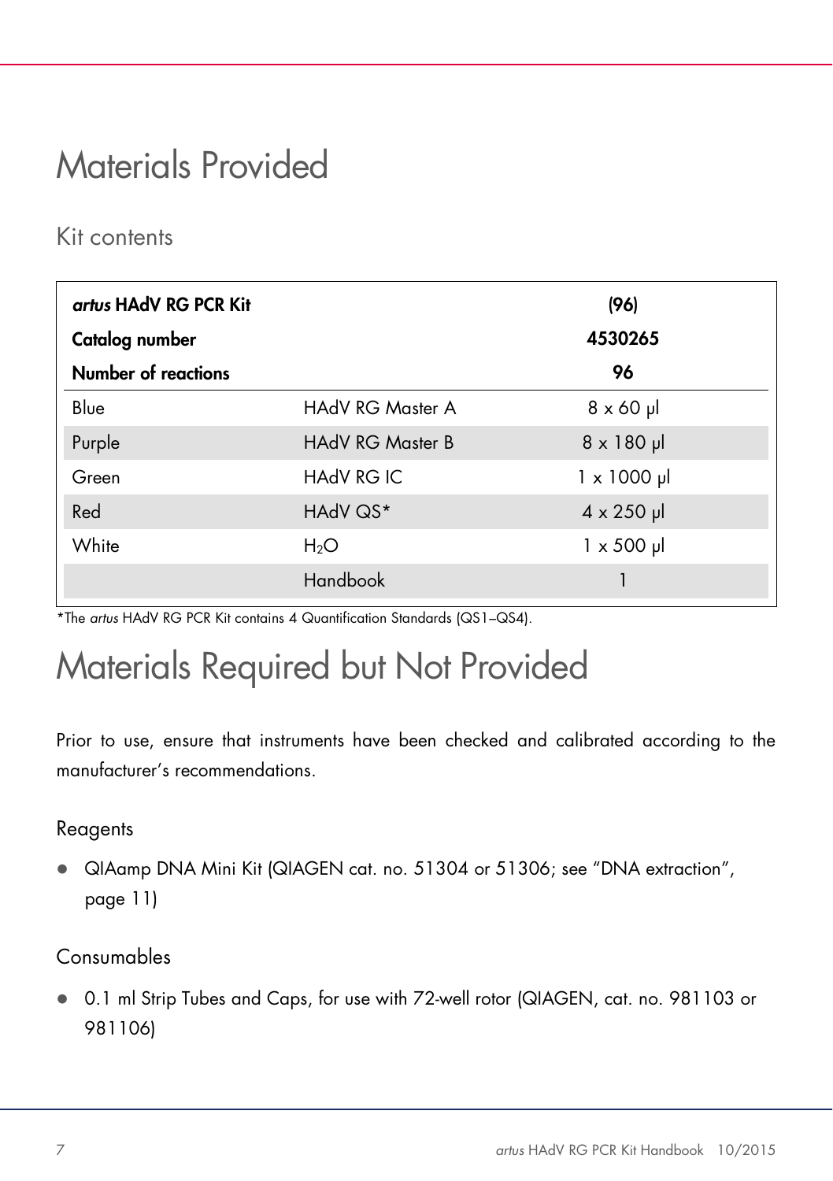# Materials Provided

## Kit contents

| ***artus* HAdV RG PCR Kit** | | **(96)** |
|---|---|---|
| **Catalog number** | | **4530265** |
| **Number of reactions** | | **96** |
| Blue | HAdV RG Master A | 8 x 60 µl |
| Purple | HAdV RG Master B | 8 x 180 µl |
| Green | HAdV RG IC | 1 x 1000 µl |
| Red | HAdV QS* | 4 x 250 µl |
| White | $H_2O$ | 1 x 500 µl |
| | Handbook | 1 |

*The *artus* HAdV RG PCR Kit contains 4 Quantification Standards (QS1–QS4).

# Materials Required but Not Provided

Prior to use, ensure that instruments have been checked and calibrated according to the manufacturer's recommendations.

## Reagents

- QIAamp DNA Mini Kit (QIAGEN cat. no. 51304 or 51306; see "DNA extraction", page 11)

## Consumables

- 0.1 ml Strip Tubes and Caps, for use with 72-well rotor (QIAGEN, cat. no. 981103 or 981106)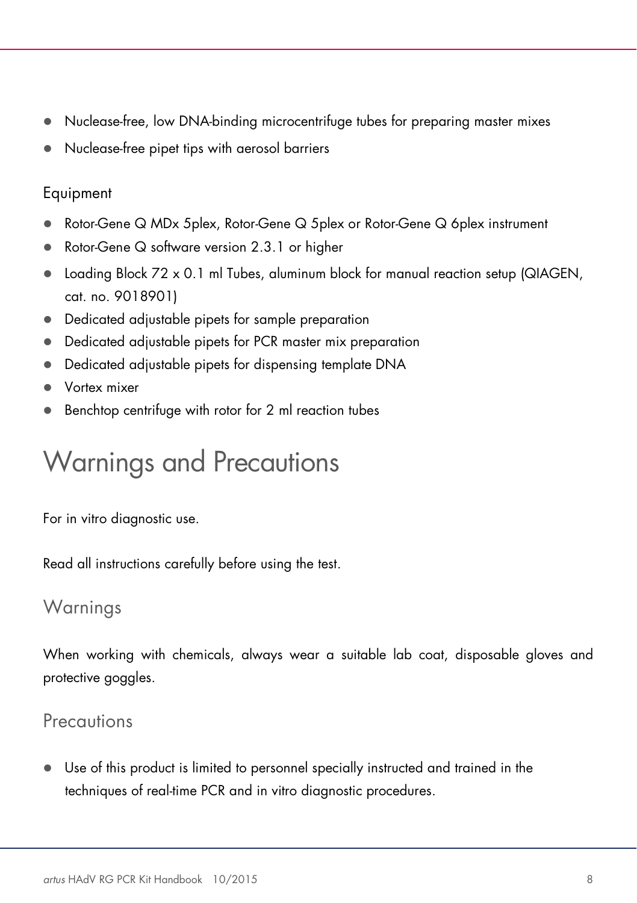- Nuclease-free, low DNA-binding microcentrifuge tubes for preparing master mixes
- Nuclease-free pipet tips with aerosol barriers

### Equipment

- Rotor-Gene Q MDx 5plex, Rotor-Gene Q 5plex or Rotor-Gene Q 6plex instrument
- Rotor-Gene Q software version 2.3.1 or higher
- Loading Block 72 x 0.1 ml Tubes, aluminum block for manual reaction setup (QIAGEN, cat. no. 9018901)
- Dedicated adjustable pipets for sample preparation
- Dedicated adjustable pipets for PCR master mix preparation
- Dedicated adjustable pipets for dispensing template DNA
- Vortex mixer
- Benchtop centrifuge with rotor for 2 ml reaction tubes

# Warnings and Precautions

For in vitro diagnostic use.

Read all instructions carefully before using the test.

## Warnings

When working with chemicals, always wear a suitable lab coat, disposable gloves and protective goggles.

## Precautions

- Use of this product is limited to personnel specially instructed and trained in the techniques of real-time PCR and in vitro diagnostic procedures.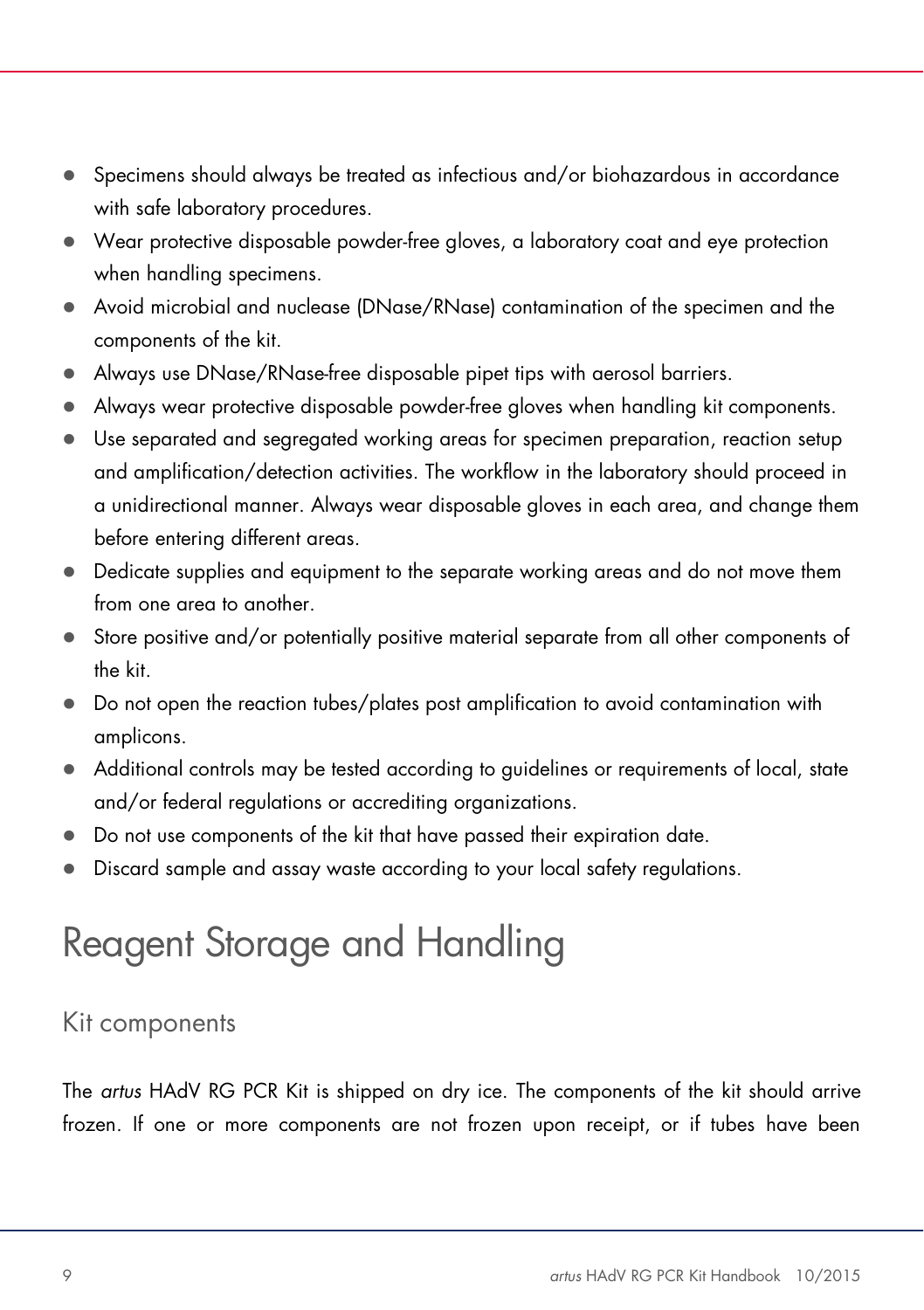- Specimens should always be treated as infectious and/or biohazardous in accordance with safe laboratory procedures.
- Wear protective disposable powder-free gloves, a laboratory coat and eye protection when handling specimens.
- Avoid microbial and nuclease (DNase/RNase) contamination of the specimen and the components of the kit.
- Always use DNase/RNase-free disposable pipet tips with aerosol barriers.
- Always wear protective disposable powder-free gloves when handling kit components.
- Use separated and segregated working areas for specimen preparation, reaction setup and amplification/detection activities. The workflow in the laboratory should proceed in a unidirectional manner. Always wear disposable gloves in each area, and change them before entering different areas.
- Dedicate supplies and equipment to the separate working areas and do not move them from one area to another.
- Store positive and/or potentially positive material separate from all other components of the kit.
- Do not open the reaction tubes/plates post amplification to avoid contamination with amplicons.
- Additional controls may be tested according to guidelines or requirements of local, state and/or federal regulations or accrediting organizations.
- Do not use components of the kit that have passed their expiration date.
- Discard sample and assay waste according to your local safety regulations.

# Reagent Storage and Handling

## Kit components

The *artus* HAdV RG PCR Kit is shipped on dry ice. The components of the kit should arrive frozen. If one or more components are not frozen upon receipt, or if tubes have been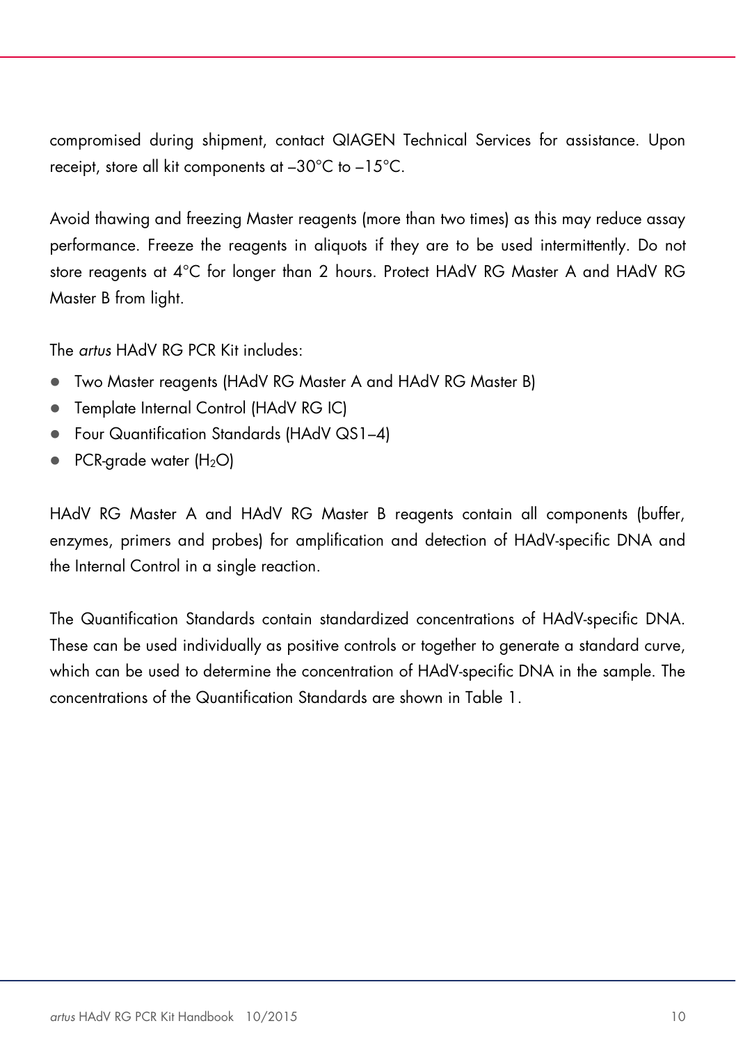compromised during shipment, contact QIAGEN Technical Services for assistance. Upon receipt, store all kit components at –30°C to –15°C.

Avoid thawing and freezing Master reagents (more than two times) as this may reduce assay performance. Freeze the reagents in aliquots if they are to be used intermittently. Do not store reagents at 4°C for longer than 2 hours. Protect HAdV RG Master A and HAdV RG Master B from light.

The *artus* HAdV RG PCR Kit includes:

- Two Master reagents (HAdV RG Master A and HAdV RG Master B)
- Template Internal Control (HAdV RG IC)
- Four Quantification Standards (HAdV QS1–4)
- PCR-grade water ($H_2O$)

HAdV RG Master A and HAdV RG Master B reagents contain all components (buffer, enzymes, primers and probes) for amplification and detection of HAdV-specific DNA and the Internal Control in a single reaction.

The Quantification Standards contain standardized concentrations of HAdV-specific DNA. These can be used individually as positive controls or together to generate a standard curve, which can be used to determine the concentration of HAdV-specific DNA in the sample. The concentrations of the Quantification Standards are shown in Table 1.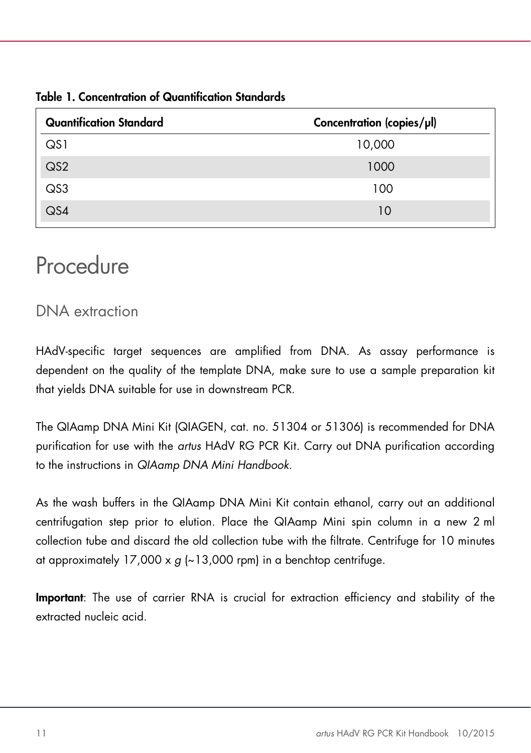**Table 1. Concentration of Quantification Standards**

| Quantification Standard | Concentration (copies/µl) |
|---|---|
| QS1 | 10,000 |
| QS2 | 1000 |
| QS3 | 100 |
| QS4 | 10 |

# Procedure

## DNA extraction

HAdV-specific target sequences are amplified from DNA. As assay performance is dependent on the quality of the template DNA, make sure to use a sample preparation kit that yields DNA suitable for use in downstream PCR.

The QIAamp DNA Mini Kit (QIAGEN, cat. no. 51304 or 51306) is recommended for DNA purification for use with the *artus* HAdV RG PCR Kit. Carry out DNA purification according to the instructions in *QIAamp DNA Mini Handbook*.

As the wash buffers in the QIAamp DNA Mini Kit contain ethanol, carry out an additional centrifugation step prior to elution. Place the QIAamp Mini spin column in a new 2 ml collection tube and discard the old collection tube with the filtrate. Centrifuge for 10 minutes at approximately 17,000 x *g* (~13,000 rpm) in a benchtop centrifuge.

**Important**: The use of carrier RNA is crucial for extraction efficiency and stability of the extracted nucleic acid.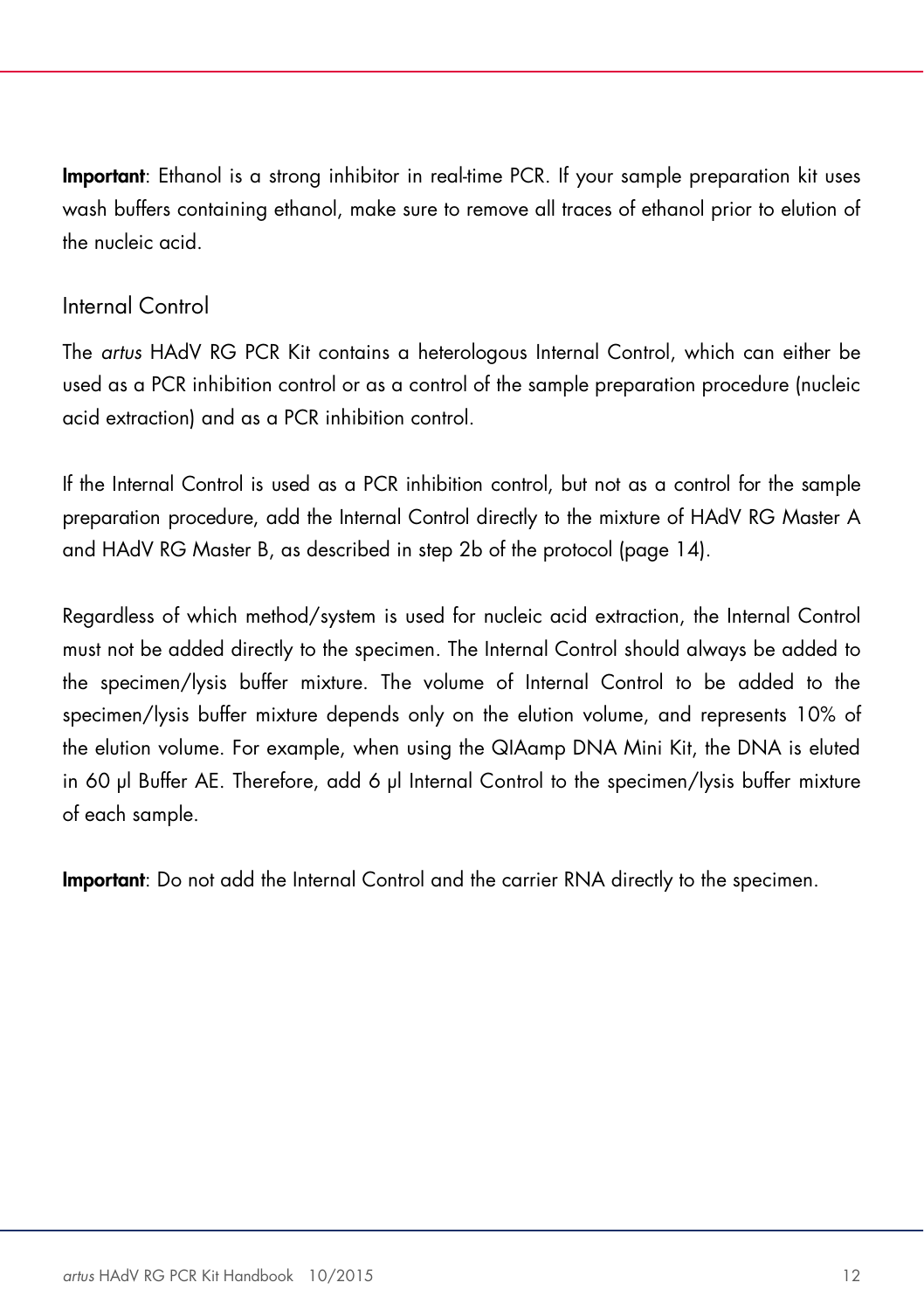**Important**: Ethanol is a strong inhibitor in real-time PCR. If your sample preparation kit uses wash buffers containing ethanol, make sure to remove all traces of ethanol prior to elution of the nucleic acid.

## Internal Control

The *artus* HAdV RG PCR Kit contains a heterologous Internal Control, which can either be used as a PCR inhibition control or as a control of the sample preparation procedure (nucleic acid extraction) and as a PCR inhibition control.

If the Internal Control is used as a PCR inhibition control, but not as a control for the sample preparation procedure, add the Internal Control directly to the mixture of HAdV RG Master A and HAdV RG Master B, as described in step 2b of the protocol (page 14).

Regardless of which method/system is used for nucleic acid extraction, the Internal Control must not be added directly to the specimen. The Internal Control should always be added to the specimen/lysis buffer mixture. The volume of Internal Control to be added to the specimen/lysis buffer mixture depends only on the elution volume, and represents 10% of the elution volume. For example, when using the QIAamp DNA Mini Kit, the DNA is eluted in 60 µl Buffer AE. Therefore, add 6 µl Internal Control to the specimen/lysis buffer mixture of each sample.

**Important**: Do not add the Internal Control and the carrier RNA directly to the specimen.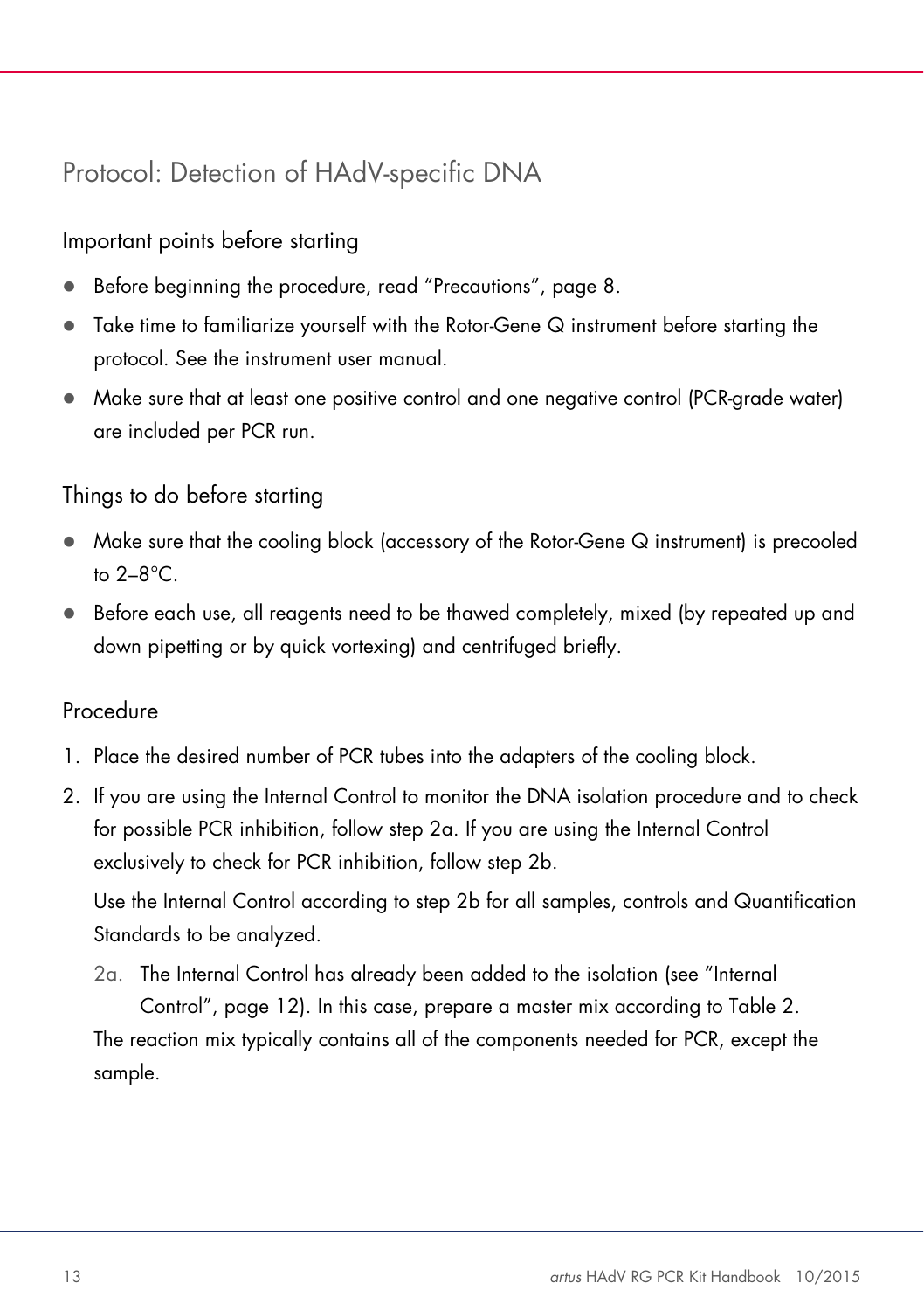# Protocol: Detection of HAdV-specific DNA

## Important points before starting

- Before beginning the procedure, read "Precautions", page 8.
- Take time to familiarize yourself with the Rotor-Gene Q instrument before starting the protocol. See the instrument user manual.
- Make sure that at least one positive control and one negative control (PCR-grade water) are included per PCR run.

## Things to do before starting

- Make sure that the cooling block (accessory of the Rotor-Gene Q instrument) is precooled to 2–8°C.
- Before each use, all reagents need to be thawed completely, mixed (by repeated up and down pipetting or by quick vortexing) and centrifuged briefly.

## Procedure

1. Place the desired number of PCR tubes into the adapters of the cooling block.
2. If you are using the Internal Control to monitor the DNA isolation procedure and to check for possible PCR inhibition, follow step 2a. If you are using the Internal Control exclusively to check for PCR inhibition, follow step 2b.

   Use the Internal Control according to step 2b for all samples, controls and Quantification Standards to be analyzed.

   2a. The Internal Control has already been added to the isolation (see "Internal Control", page 12). In this case, prepare a master mix according to Table 2.

   The reaction mix typically contains all of the components needed for PCR, except the sample.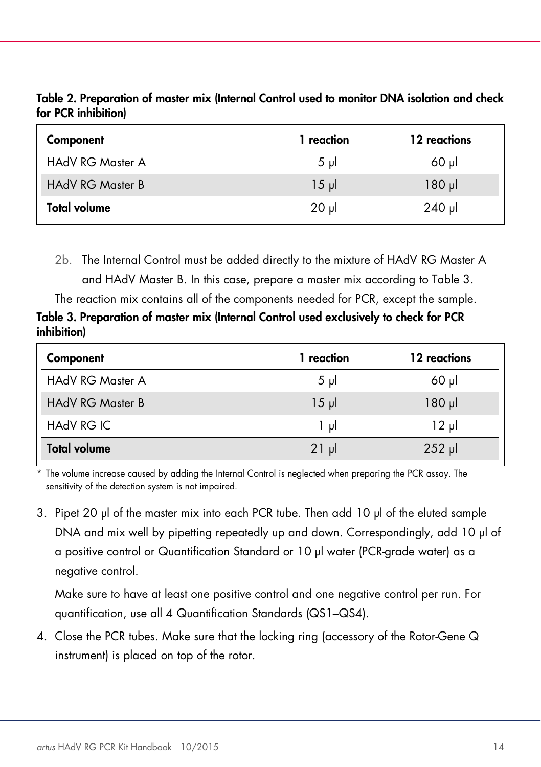**Table 2. Preparation of master mix (Internal Control used to monitor DNA isolation and check for PCR inhibition)**

| Component | 1 reaction | 12 reactions |
|---|---|---|
| HAdV RG Master A | 5 µl | 60 µl |
| HAdV RG Master B | 15 µl | 180 µl |
| **Total volume** | 20 µl | 240 µl |

2b. The Internal Control must be added directly to the mixture of HAdV RG Master A and HAdV Master B. In this case, prepare a master mix according to Table 3.

The reaction mix contains all of the components needed for PCR, except the sample.

**Table 3. Preparation of master mix (Internal Control used exclusively to check for PCR inhibition)**

| Component | 1 reaction | 12 reactions |
|---|---|---|
| HAdV RG Master A | 5 µl | 60 µl |
| HAdV RG Master B | 15 µl | 180 µl |
| HAdV RG IC | 1 µl | 12 µl |
| **Total volume** | 21 µl | 252 µl |

\* The volume increase caused by adding the Internal Control is neglected when preparing the PCR assay. The sensitivity of the detection system is not impaired.

3. Pipet 20 µl of the master mix into each PCR tube. Then add 10 µl of the eluted sample DNA and mix well by pipetting repeatedly up and down. Correspondingly, add 10 µl of a positive control or Quantification Standard or 10 µl water (PCR-grade water) as a negative control.

   Make sure to have at least one positive control and one negative control per run. For quantification, use all 4 Quantification Standards (QS1–QS4).

4. Close the PCR tubes. Make sure that the locking ring (accessory of the Rotor-Gene Q instrument) is placed on top of the rotor.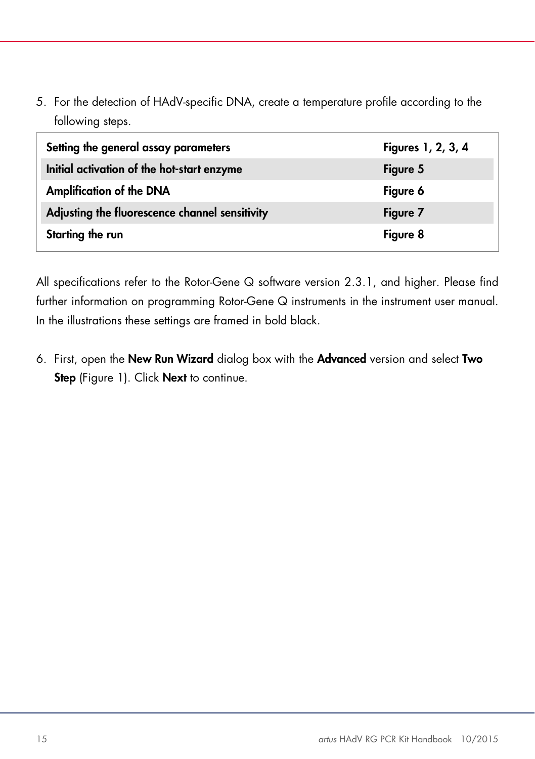5. For the detection of HAdV-specific DNA, create a temperature profile according to the following steps.

| | |
|---|---|
| **Setting the general assay parameters** | **Figures 1, 2, 3, 4** |
| **Initial activation of the hot-start enzyme** | **Figure 5** |
| **Amplification of the DNA** | **Figure 6** |
| **Adjusting the fluorescence channel sensitivity** | **Figure 7** |
| **Starting the run** | **Figure 8** |

All specifications refer to the Rotor-Gene Q software version 2.3.1, and higher. Please find further information on programming Rotor-Gene Q instruments in the instrument user manual. In the illustrations these settings are framed in bold black.

6. First, open the **New Run Wizard** dialog box with the **Advanced** version and select **Two Step** (Figure 1). Click **Next** to continue.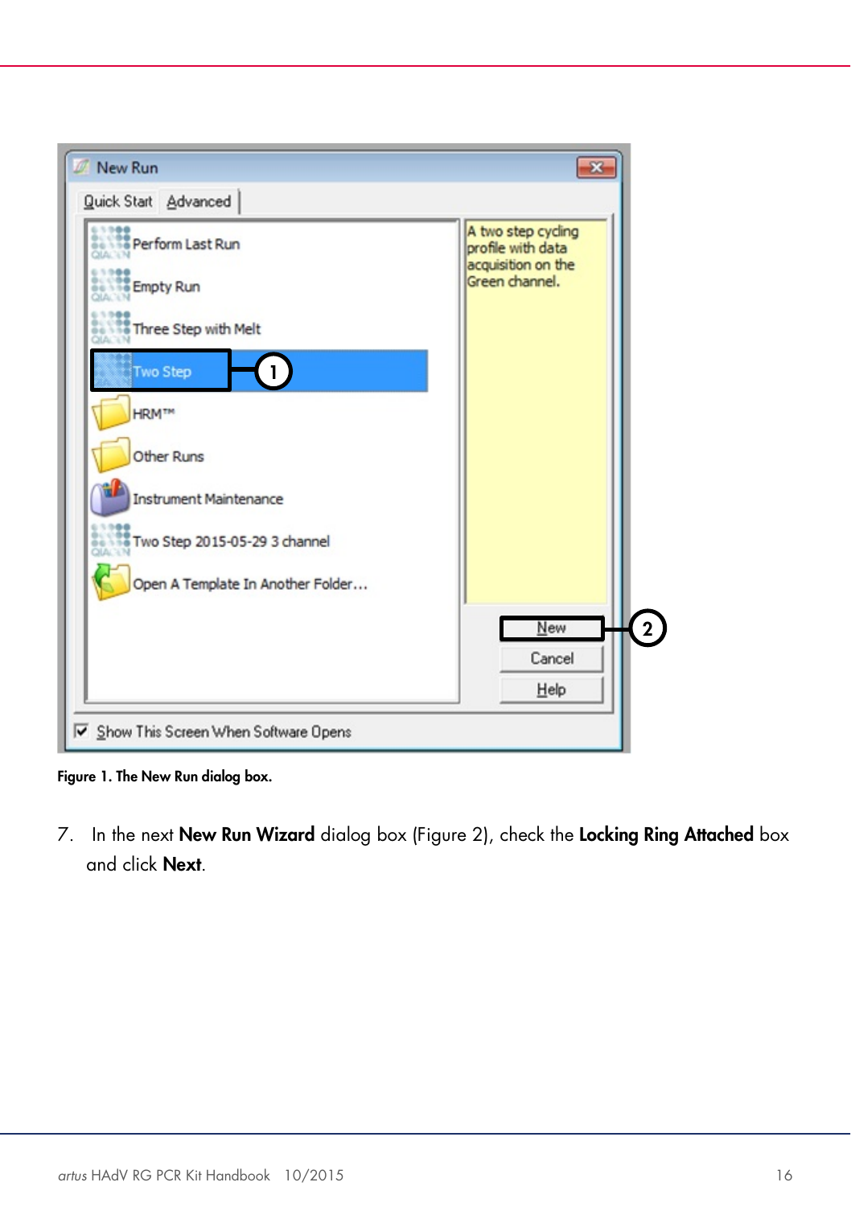Figure 1. The New Run dialog box.

7. In the next **New Run Wizard** dialog box (Figure 2), check the **Locking Ring Attached** box and click **Next**.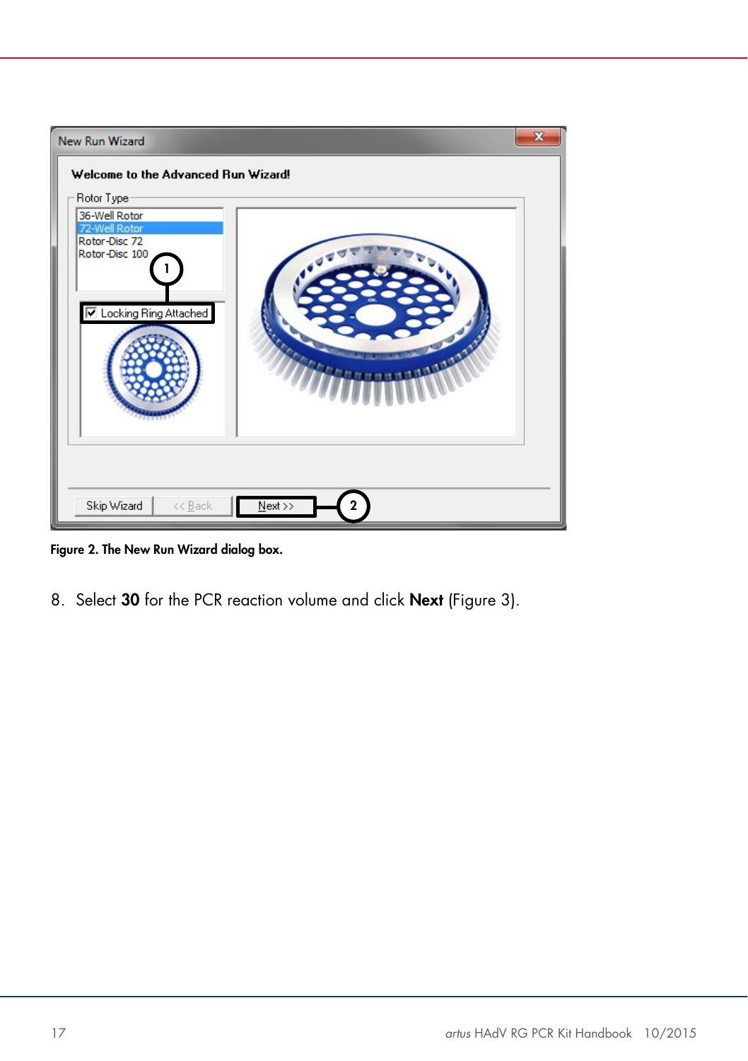Figure 2. The New Run Wizard dialog box.

8. Select **30** for the PCR reaction volume and click **Next** (Figure 3).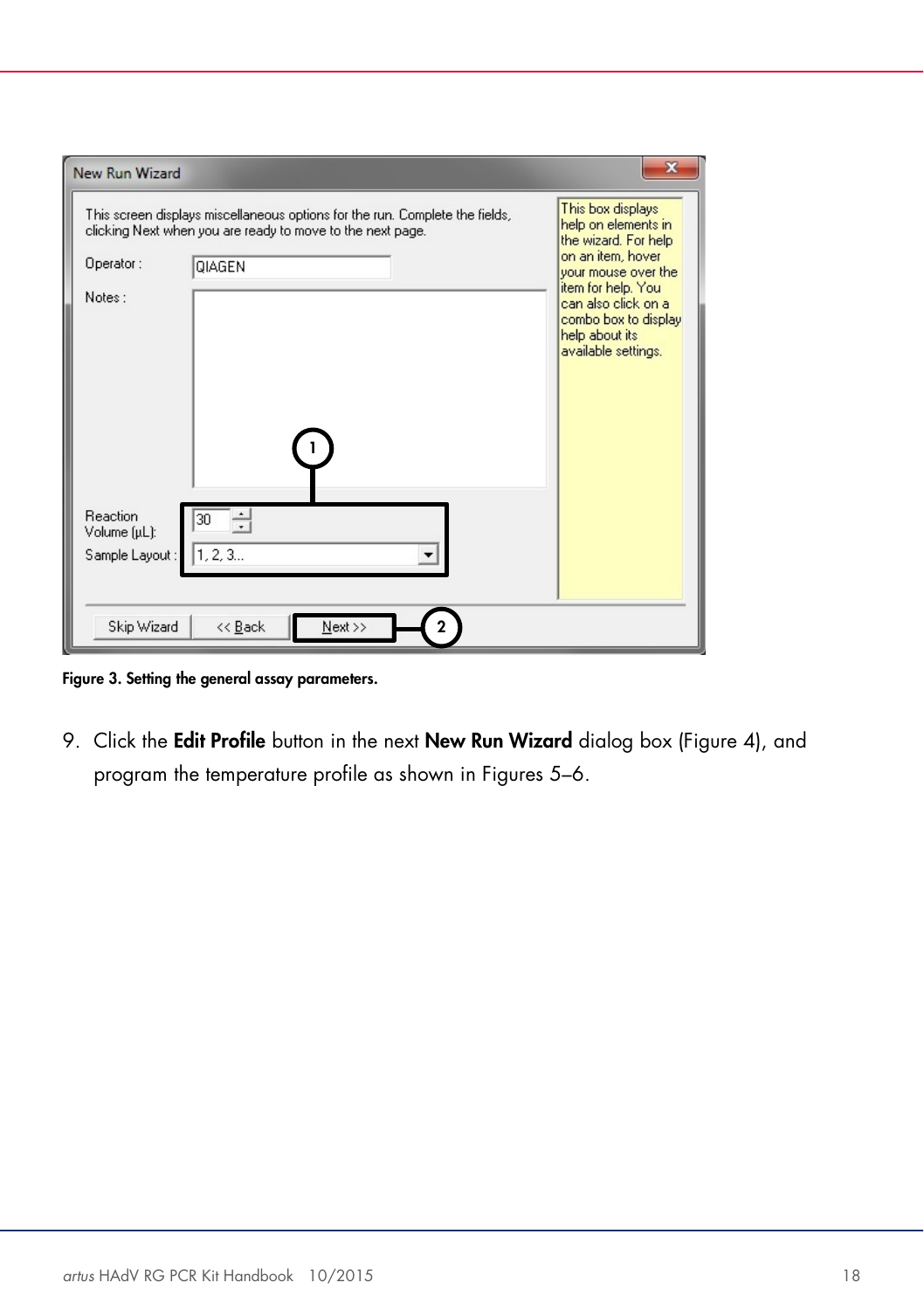**Figure 3. Setting the general assay parameters.**

9. Click the **Edit Profile** button in the next **New Run Wizard** dialog box (Figure 4), and program the temperature profile as shown in Figures 5–6.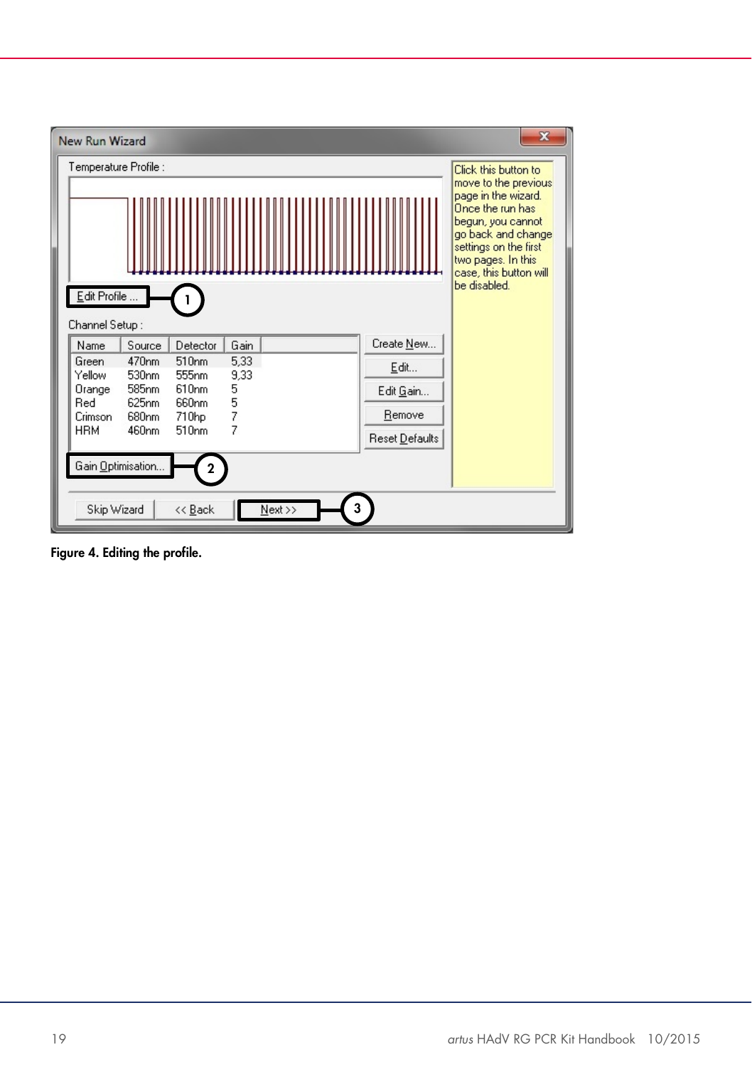**Figure 4. Editing the profile.**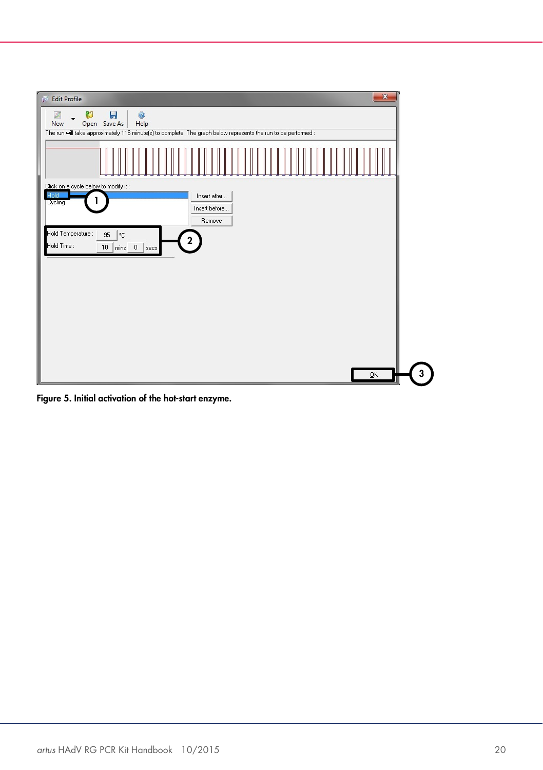Figure 5. Initial activation of the hot-start enzyme.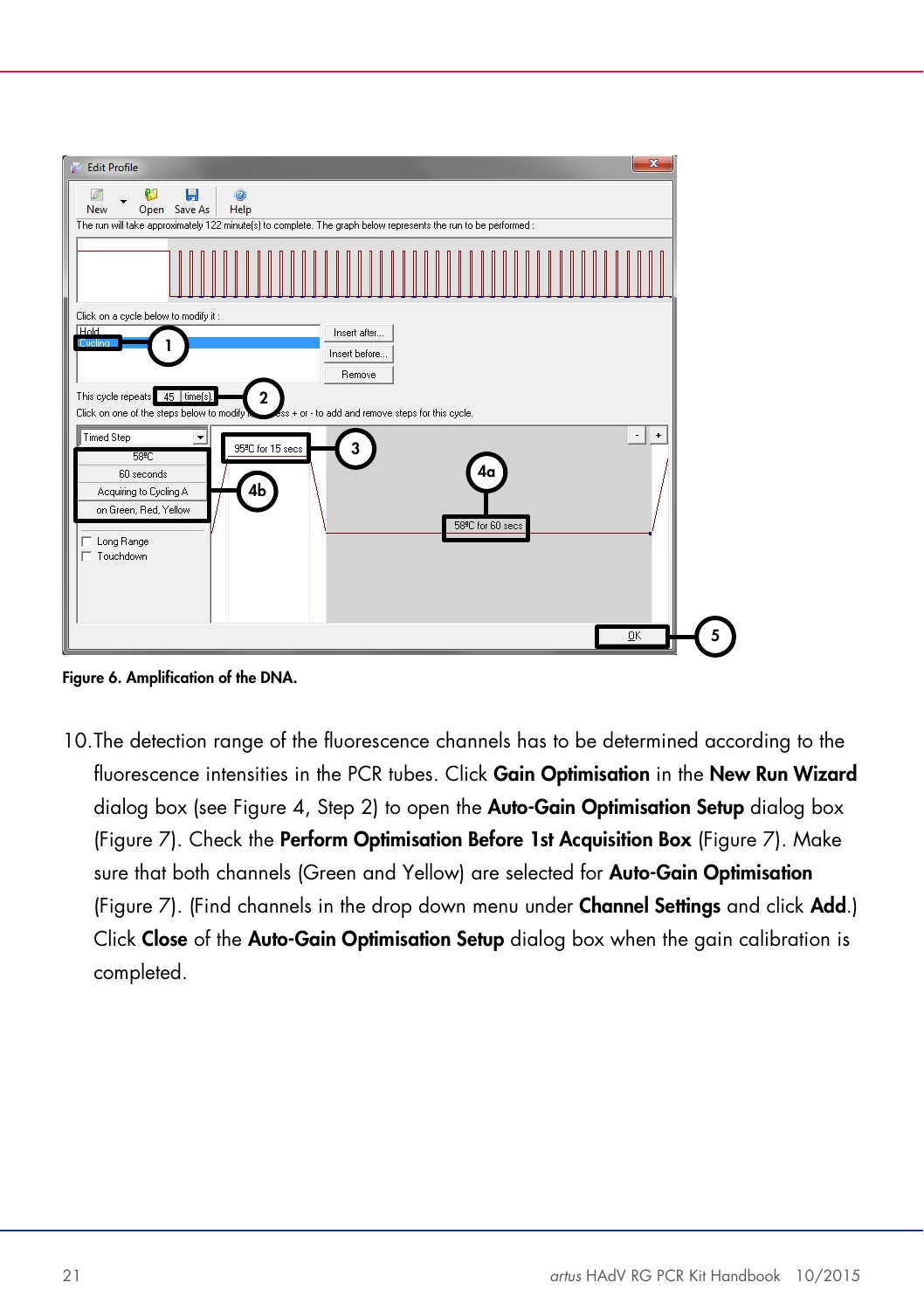Figure 6. Amplification of the DNA.

10. The detection range of the fluorescence channels has to be determined according to the fluorescence intensities in the PCR tubes. Click **Gain Optimisation** in the **New Run Wizard** dialog box (see Figure 4, Step 2) to open the **Auto-Gain Optimisation Setup** dialog box (Figure 7). Check the **Perform Optimisation Before 1st Acquisition Box** (Figure 7). Make sure that both channels (Green and Yellow) are selected for **Auto-Gain Optimisation** (Figure 7). (Find channels in the drop down menu under **Channel Settings** and click **Add**.) Click **Close** of the **Auto-Gain Optimisation Setup** dialog box when the gain calibration is completed.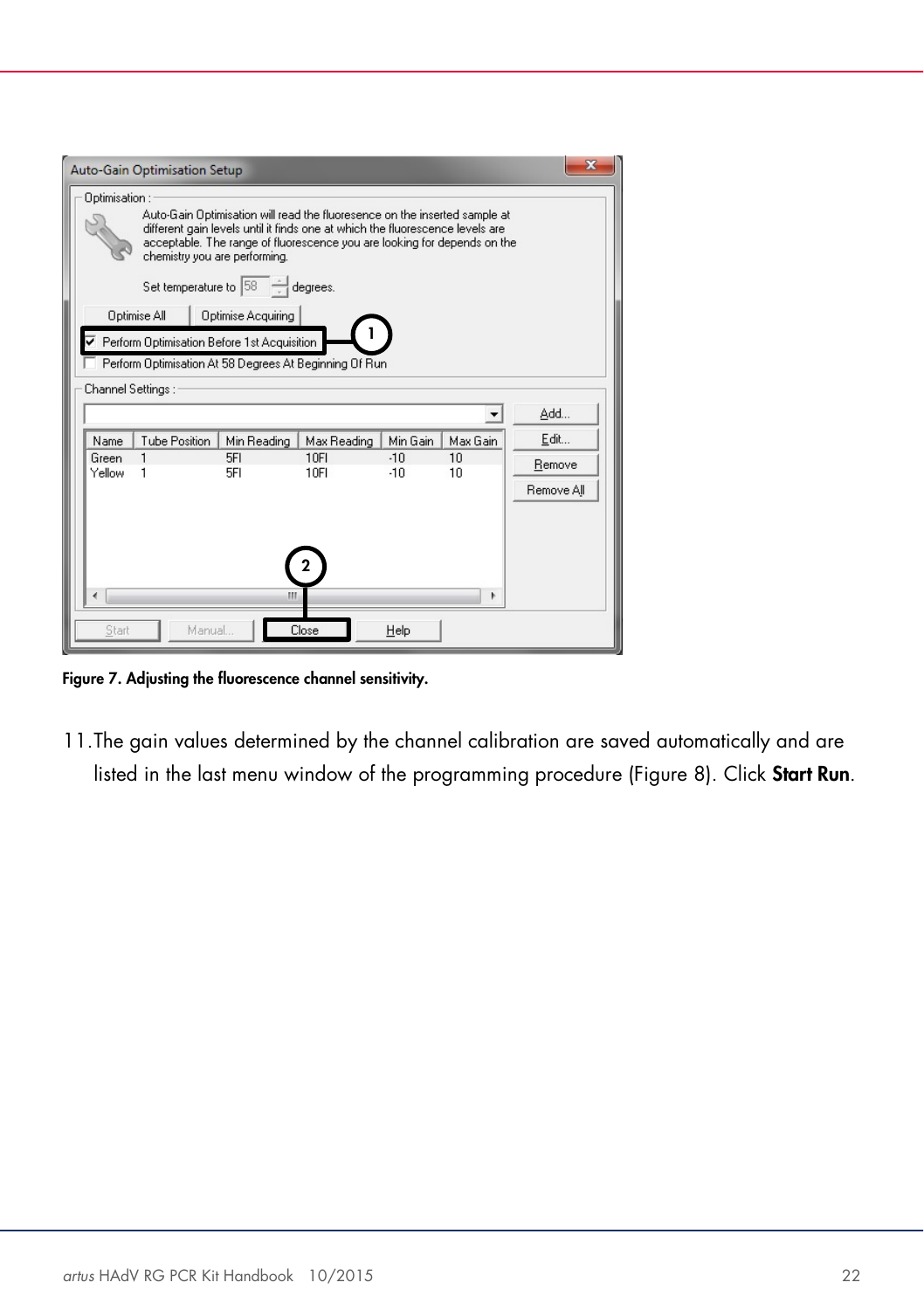**Figure 7. Adjusting the fluorescence channel sensitivity.**

11. The gain values determined by the channel calibration are saved automatically and are listed in the last menu window of the programming procedure (Figure 8). Click **Start Run**.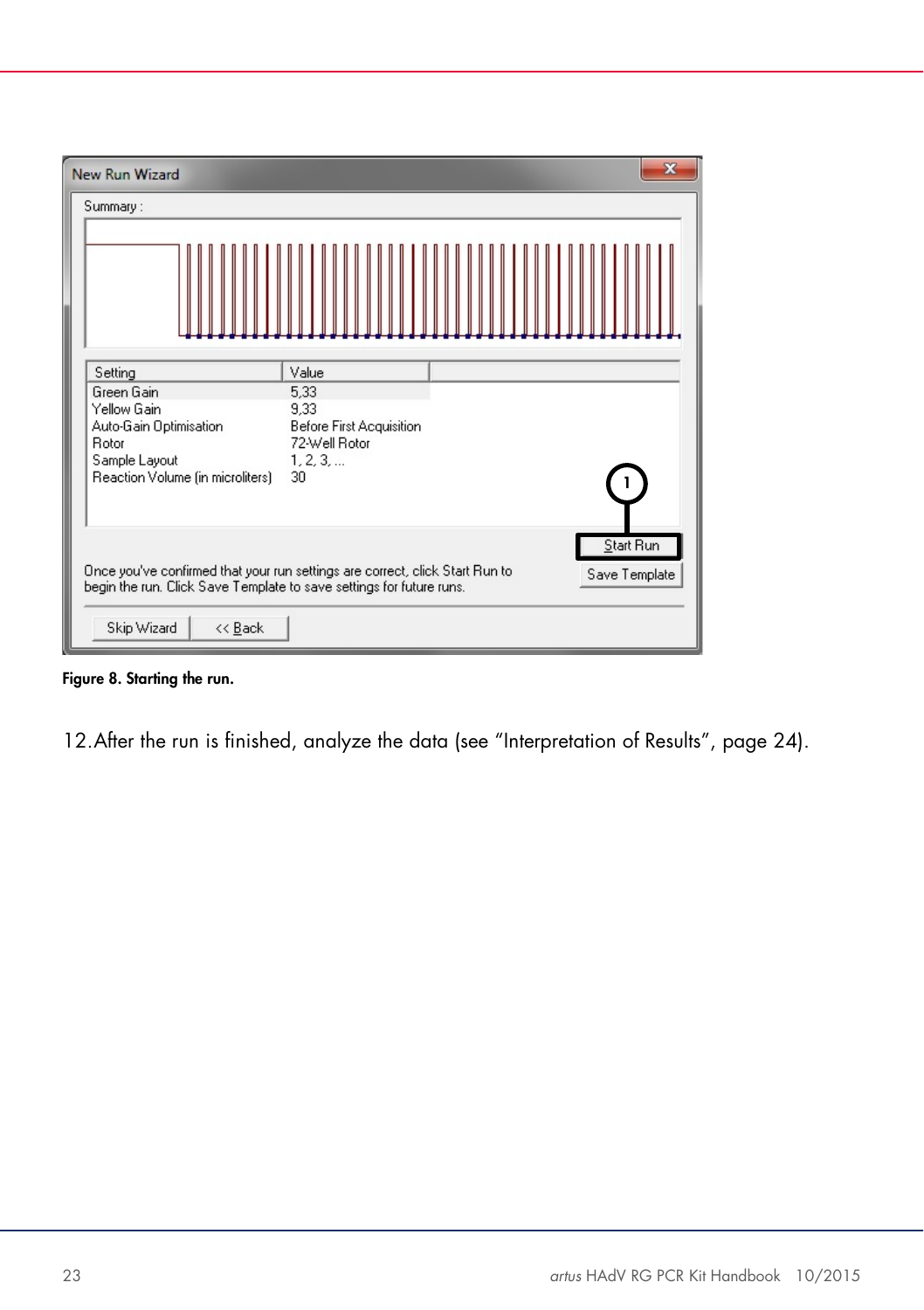Figure 8. Starting the run.

12. After the run is finished, analyze the data (see "Interpretation of Results", page 24).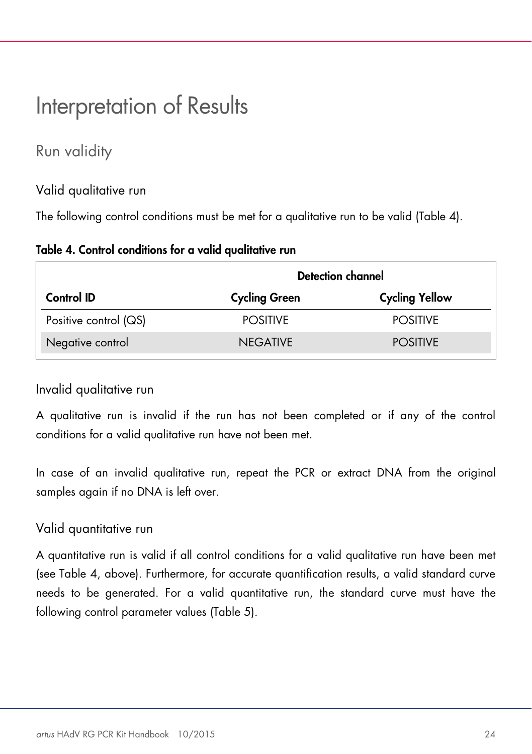# Interpretation of Results

## Run validity

### Valid qualitative run

The following control conditions must be met for a qualitative run to be valid (Table 4).

**Table 4. Control conditions for a valid qualitative run**

| | Detection channel | |
|---|---|---|
| **Control ID** | **Cycling Green** | **Cycling Yellow** |
| Positive control (QS) | POSITIVE | POSITIVE |
| Negative control | NEGATIVE | POSITIVE |

### Invalid qualitative run

A qualitative run is invalid if the run has not been completed or if any of the control conditions for a valid qualitative run have not been met.

In case of an invalid qualitative run, repeat the PCR or extract DNA from the original samples again if no DNA is left over.

### Valid quantitative run

A quantitative run is valid if all control conditions for a valid qualitative run have been met (see Table 4, above). Furthermore, for accurate quantification results, a valid standard curve needs to be generated. For a valid quantitative run, the standard curve must have the following control parameter values (Table 5).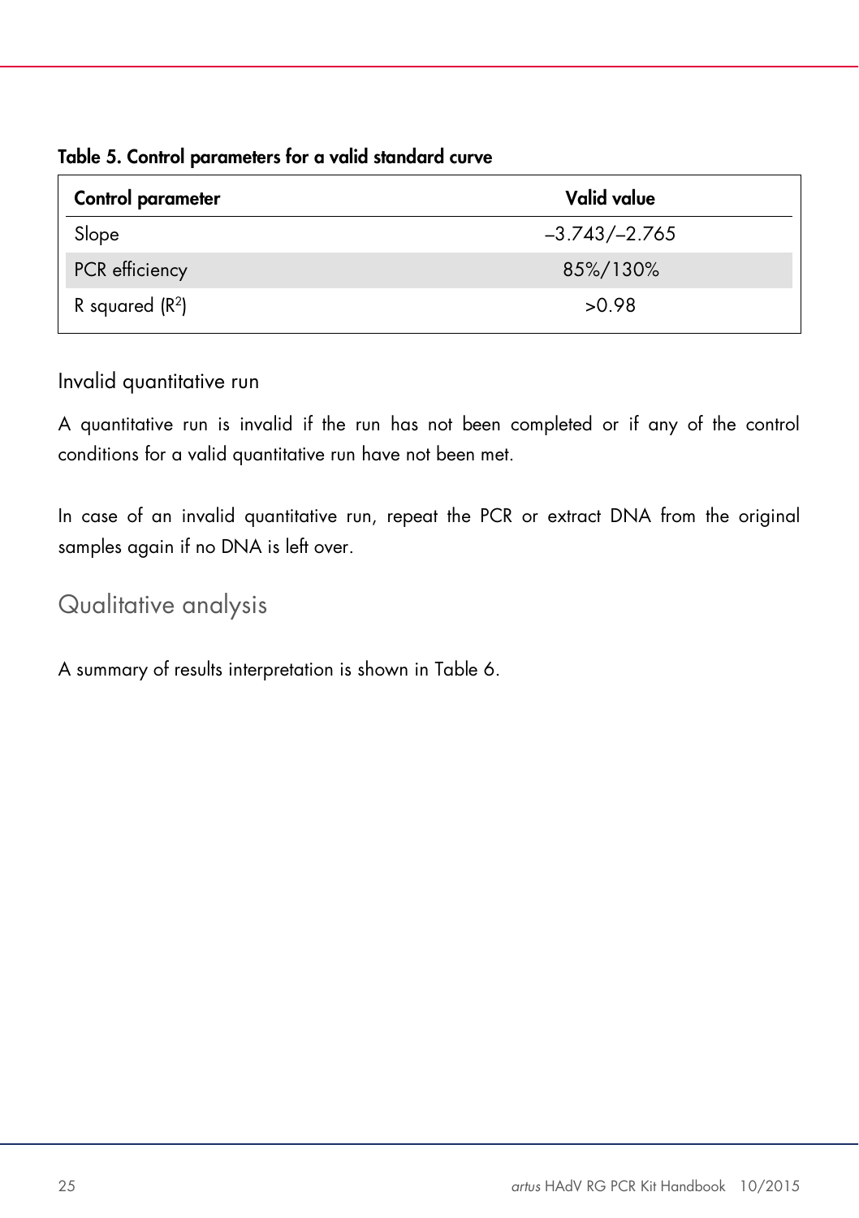**Table 5. Control parameters for a valid standard curve**

| Control parameter | Valid value |
| --- | --- |
| Slope | –3.743/–2.765 |
| PCR efficiency | 85%/130% |
| R squared ($R^2$) | >0.98 |

### Invalid quantitative run

A quantitative run is invalid if the run has not been completed or if any of the control conditions for a valid quantitative run have not been met.

In case of an invalid quantitative run, repeat the PCR or extract DNA from the original samples again if no DNA is left over.

## Qualitative analysis

A summary of results interpretation is shown in Table 6.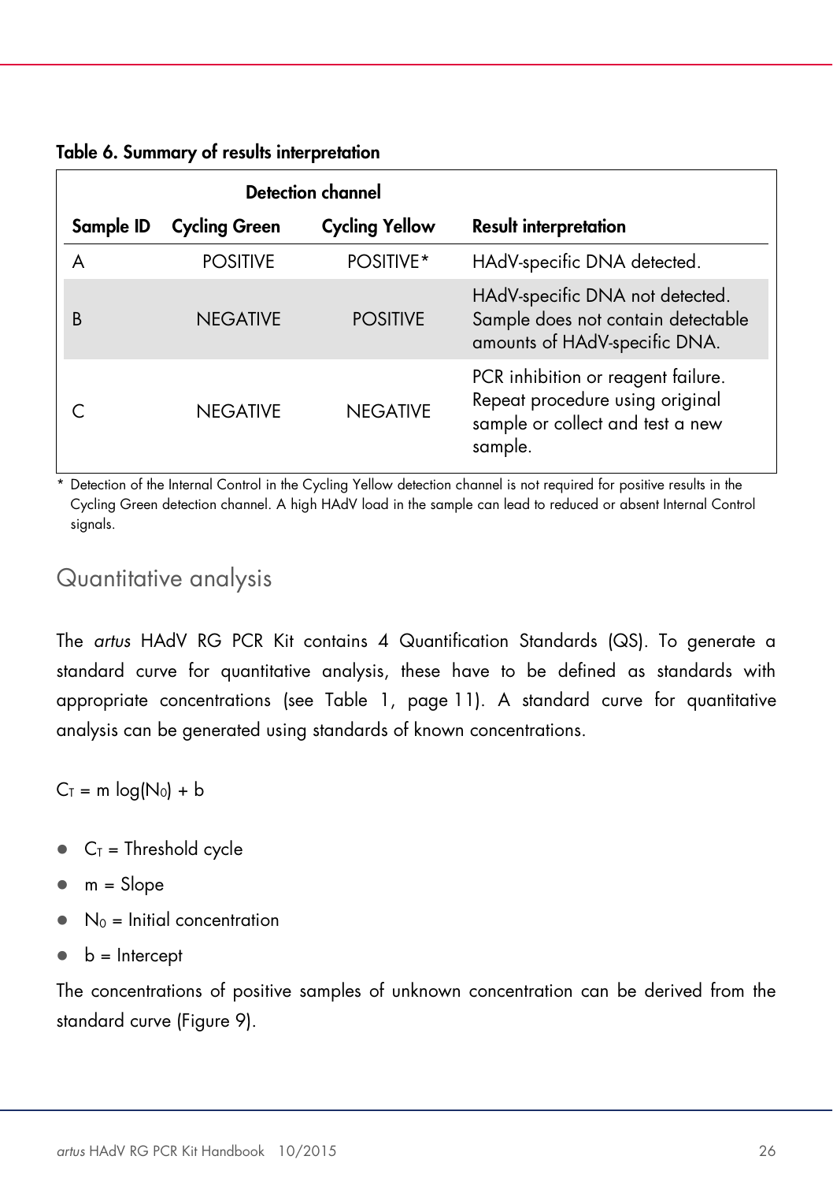**Table 6. Summary of results interpretation**

| | Detection channel | | |
|---|---|---|---|
| **Sample ID** | **Cycling Green** | **Cycling Yellow** | **Result interpretation** |
| A | POSITIVE | POSITIVE* | HAdV-specific DNA detected. |
| B | NEGATIVE | POSITIVE | HAdV-specific DNA not detected. Sample does not contain detectable amounts of HAdV-specific DNA. |
| C | NEGATIVE | NEGATIVE | PCR inhibition or reagent failure. Repeat procedure using original sample or collect and test a new sample. |

\* Detection of the Internal Control in the Cycling Yellow detection channel is not required for positive results in the Cycling Green detection channel. A high HAdV load in the sample can lead to reduced or absent Internal Control signals.

## Quantitative analysis

The *artus* HAdV RG PCR Kit contains 4 Quantification Standards (QS). To generate a standard curve for quantitative analysis, these have to be defined as standards with appropriate concentrations (see Table 1, page 11). A standard curve for quantitative analysis can be generated using standards of known concentrations.

$$C_T = m \log(N_0) + b$$

- $C_T$ = Threshold cycle
- m = Slope
- $N_0$ = Initial concentration
- b = Intercept

The concentrations of positive samples of unknown concentration can be derived from the standard curve (Figure 9).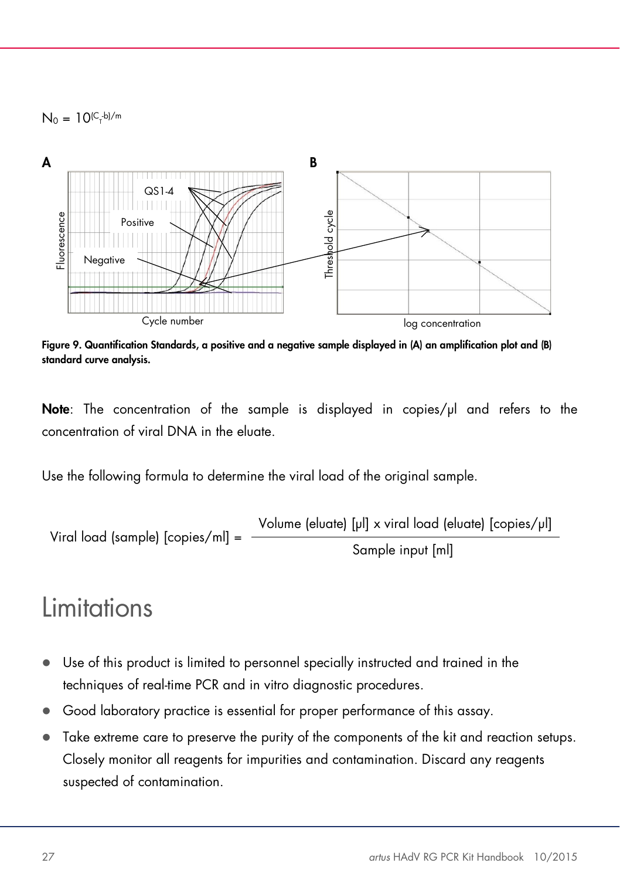$$N_0 = 10^{(C_T - b)/m}$$

**Figure 9. Quantification Standards, a positive and a negative sample displayed in (A) an amplification plot and (B) standard curve analysis.**

**Note**: The concentration of the sample is displayed in copies/µl and refers to the concentration of viral DNA in the eluate.

Use the following formula to determine the viral load of the original sample.

$$\text{Viral load (sample) [copies/ml]} = \frac{\text{Volume (eluate) [µl] x viral load (eluate) [copies/µl]}}{\text{Sample input [ml]}}$$

# Limitations

- Use of this product is limited to personnel specially instructed and trained in the techniques of real-time PCR and in vitro diagnostic procedures.
- Good laboratory practice is essential for proper performance of this assay.
- Take extreme care to preserve the purity of the components of the kit and reaction setups. Closely monitor all reagents for impurities and contamination. Discard any reagents suspected of contamination.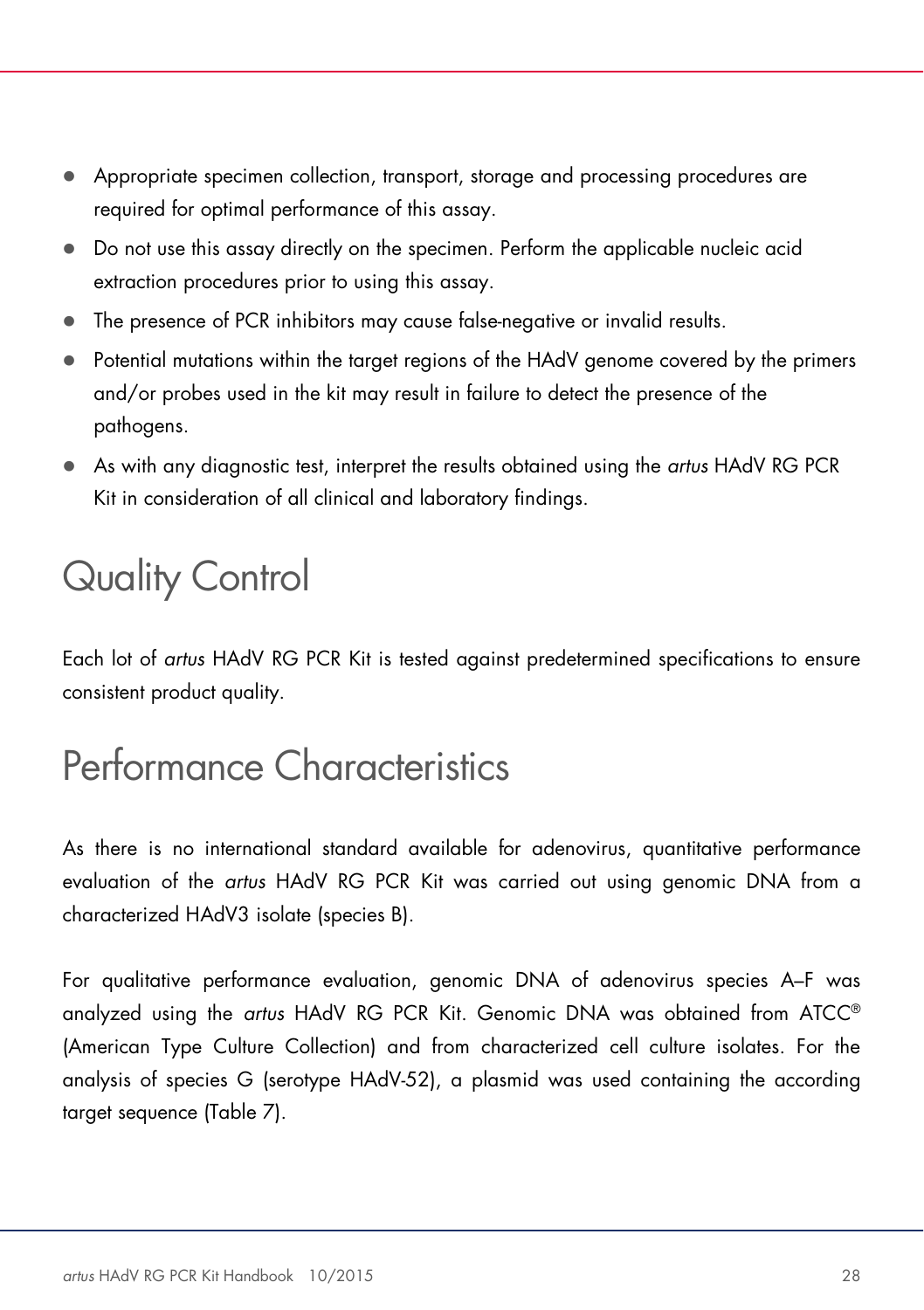- Appropriate specimen collection, transport, storage and processing procedures are required for optimal performance of this assay.
- Do not use this assay directly on the specimen. Perform the applicable nucleic acid extraction procedures prior to using this assay.
- The presence of PCR inhibitors may cause false-negative or invalid results.
- Potential mutations within the target regions of the HAdV genome covered by the primers and/or probes used in the kit may result in failure to detect the presence of the pathogens.
- As with any diagnostic test, interpret the results obtained using the *artus* HAdV RG PCR Kit in consideration of all clinical and laboratory findings.

# Quality Control

Each lot of *artus* HAdV RG PCR Kit is tested against predetermined specifications to ensure consistent product quality.

# Performance Characteristics

As there is no international standard available for adenovirus, quantitative performance evaluation of the *artus* HAdV RG PCR Kit was carried out using genomic DNA from a characterized HAdV3 isolate (species B).

For qualitative performance evaluation, genomic DNA of adenovirus species A–F was analyzed using the *artus* HAdV RG PCR Kit. Genomic DNA was obtained from ATCC® (American Type Culture Collection) and from characterized cell culture isolates. For the analysis of species G (serotype HAdV-52), a plasmid was used containing the according target sequence (Table 7).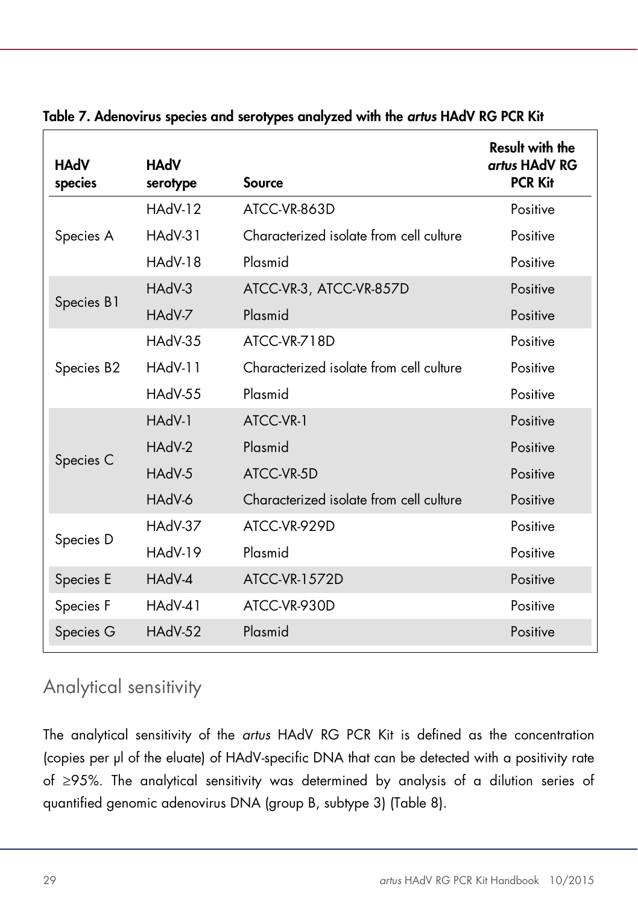**Table 7. Adenovirus species and serotypes analyzed with the *artus* HAdV RG PCR Kit**

| HAdV species | HAdV serotype | Source | Result with the *artus* HAdV RG PCR Kit |
|---|---|---|---|
| Species A | HAdV-12 | ATCC-VR-863D | Positive |
| | HAdV-31 | Characterized isolate from cell culture | Positive |
| | HAdV-18 | Plasmid | Positive |
| Species B1 | HAdV-3 | ATCC-VR-3, ATCC-VR-857D | Positive |
| | HAdV-7 | Plasmid | Positive |
| Species B2 | HAdV-35 | ATCC-VR-718D | Positive |
| | HAdV-11 | Characterized isolate from cell culture | Positive |
| | HAdV-55 | Plasmid | Positive |
| Species C | HAdV-1 | ATCC-VR-1 | Positive |
| | HAdV-2 | Plasmid | Positive |
| | HAdV-5 | ATCC-VR-5D | Positive |
| | HAdV-6 | Characterized isolate from cell culture | Positive |
| Species D | HAdV-37 | ATCC-VR-929D | Positive |
| | HAdV-19 | Plasmid | Positive |
| Species E | HAdV-4 | ATCC-VR-1572D | Positive |
| Species F | HAdV-41 | ATCC-VR-930D | Positive |
| Species G | HAdV-52 | Plasmid | Positive |

## Analytical sensitivity

The analytical sensitivity of the *artus* HAdV RG PCR Kit is defined as the concentration (copies per µl of the eluate) of HAdV-specific DNA that can be detected with a positivity rate of ≥95%. The analytical sensitivity was determined by analysis of a dilution series of quantified genomic adenovirus DNA (group B, subtype 3) (Table 8).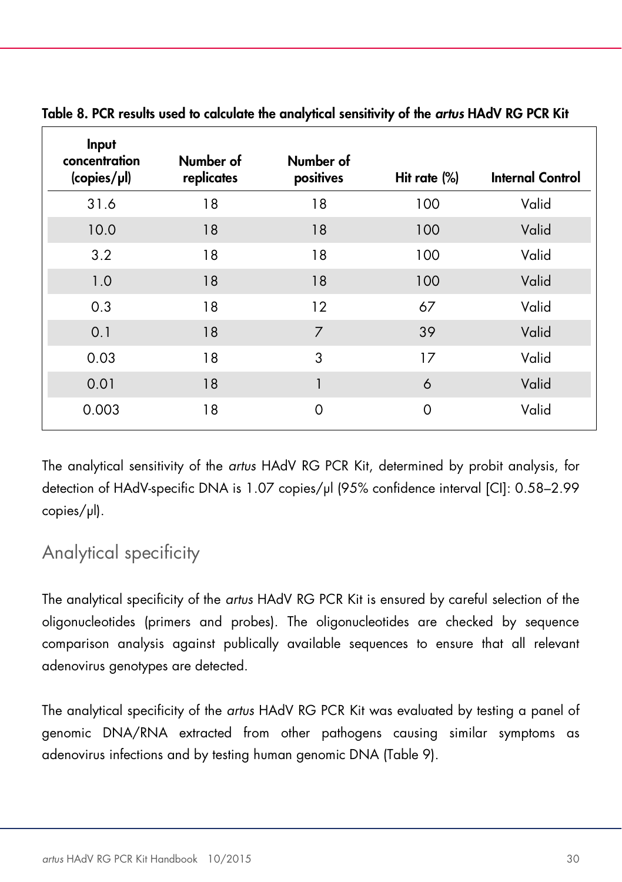**Table 8. PCR results used to calculate the analytical sensitivity of the *artus* HAdV RG PCR Kit**

| Input concentration (copies/µl) | Number of replicates | Number of positives | Hit rate (%) | Internal Control |
|---|---|---|---|---|
| 31.6 | 18 | 18 | 100 | Valid |
| 10.0 | 18 | 18 | 100 | Valid |
| 3.2 | 18 | 18 | 100 | Valid |
| 1.0 | 18 | 18 | 100 | Valid |
| 0.3 | 18 | 12 | 67 | Valid |
| 0.1 | 18 | 7 | 39 | Valid |
| 0.03 | 18 | 3 | 17 | Valid |
| 0.01 | 18 | 1 | 6 | Valid |
| 0.003 | 18 | 0 | 0 | Valid |

The analytical sensitivity of the *artus* HAdV RG PCR Kit, determined by probit analysis, for detection of HAdV-specific DNA is 1.07 copies/µl (95% confidence interval [CI]: 0.58–2.99 copies/µl).

## Analytical specificity

The analytical specificity of the *artus* HAdV RG PCR Kit is ensured by careful selection of the oligonucleotides (primers and probes). The oligonucleotides are checked by sequence comparison analysis against publically available sequences to ensure that all relevant adenovirus genotypes are detected.

The analytical specificity of the *artus* HAdV RG PCR Kit was evaluated by testing a panel of genomic DNA/RNA extracted from other pathogens causing similar symptoms as adenovirus infections and by testing human genomic DNA (Table 9).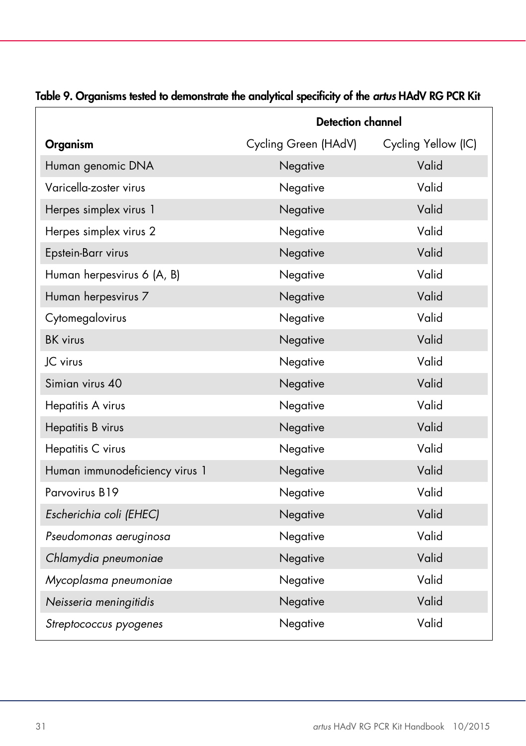**Table 9. Organisms tested to demonstrate the analytical specificity of the *artus* HAdV RG PCR Kit**

| | Detection channel | |
|---|---|---|
| **Organism** | Cycling Green (HAdV) | Cycling Yellow (IC) |
| Human genomic DNA | Negative | Valid |
| Varicella-zoster virus | Negative | Valid |
| Herpes simplex virus 1 | Negative | Valid |
| Herpes simplex virus 2 | Negative | Valid |
| Epstein-Barr virus | Negative | Valid |
| Human herpesvirus 6 (A, B) | Negative | Valid |
| Human herpesvirus 7 | Negative | Valid |
| Cytomegalovirus | Negative | Valid |
| BK virus | Negative | Valid |
| JC virus | Negative | Valid |
| Simian virus 40 | Negative | Valid |
| Hepatitis A virus | Negative | Valid |
| Hepatitis B virus | Negative | Valid |
| Hepatitis C virus | Negative | Valid |
| Human immunodeficiency virus 1 | Negative | Valid |
| Parvovirus B19 | Negative | Valid |
| *Escherichia coli (EHEC)* | Negative | Valid |
| *Pseudomonas aeruginosa* | Negative | Valid |
| *Chlamydia pneumoniae* | Negative | Valid |
| *Mycoplasma pneumoniae* | Negative | Valid |
| *Neisseria meningitidis* | Negative | Valid |
| *Streptococcus pyogenes* | Negative | Valid |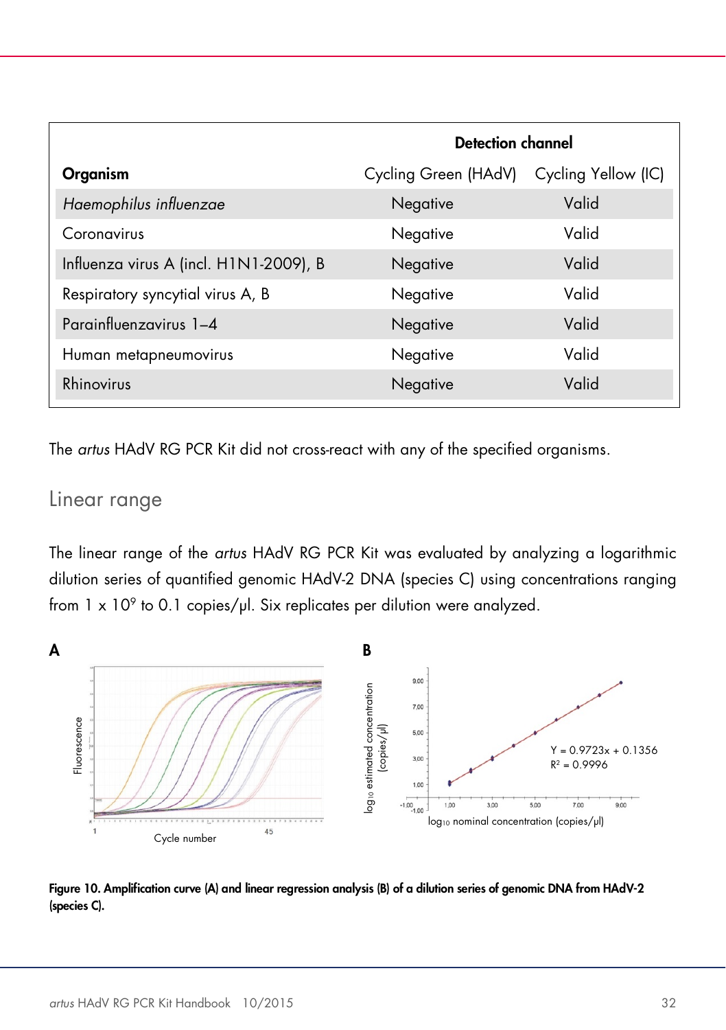| Organism | Detection channel | |
|---|---|---|
| | Cycling Green (HAdV) | Cycling Yellow (IC) |
| *Haemophilus influenzae* | Negative | Valid |
| Coronavirus | Negative | Valid |
| Influenza virus A (incl. H1N1-2009), B | Negative | Valid |
| Respiratory syncytial virus A, B | Negative | Valid |
| Parainfluenzavirus 1–4 | Negative | Valid |
| Human metapneumovirus | Negative | Valid |
| Rhinovirus | Negative | Valid |

The *artus* HAdV RG PCR Kit did not cross-react with any of the specified organisms.

## Linear range

The linear range of the *artus* HAdV RG PCR Kit was evaluated by analyzing a logarithmic dilution series of quantified genomic HAdV-2 DNA (species C) using concentrations ranging from 1 x $10^9$ to 0.1 copies/µl. Six replicates per dilution were analyzed.

**Figure 10. Amplification curve (A) and linear regression analysis (B) of a dilution series of genomic DNA from HAdV-2 (species C).**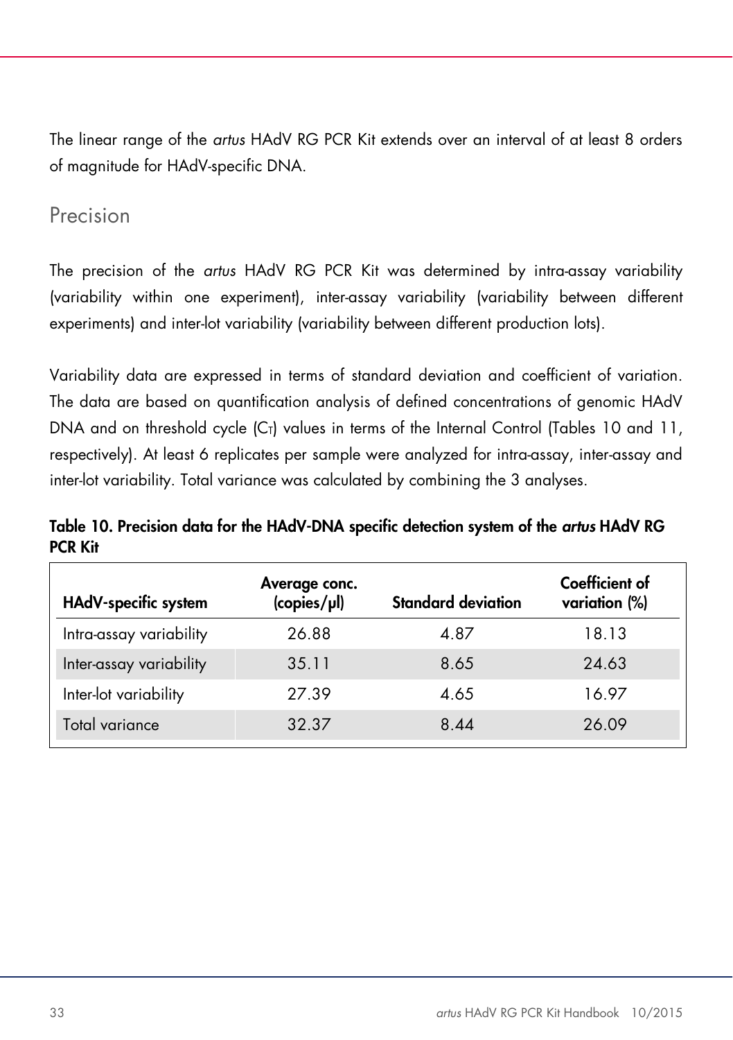The linear range of the *artus* HAdV RG PCR Kit extends over an interval of at least 8 orders of magnitude for HAdV-specific DNA.

## Precision

The precision of the *artus* HAdV RG PCR Kit was determined by intra-assay variability (variability within one experiment), inter-assay variability (variability between different experiments) and inter-lot variability (variability between different production lots).

Variability data are expressed in terms of standard deviation and coefficient of variation. The data are based on quantification analysis of defined concentrations of genomic HAdV DNA and on threshold cycle ($C_T$) values in terms of the Internal Control (Tables 10 and 11, respectively). At least 6 replicates per sample were analyzed for intra-assay, inter-assay and inter-lot variability. Total variance was calculated by combining the 3 analyses.

**Table 10. Precision data for the HAdV-DNA specific detection system of the *artus* HAdV RG PCR Kit**

| HAdV-specific system | Average conc. (copies/µl) | Standard deviation | Coefficient of variation (%) |
|---|---|---|---|
| Intra-assay variability | 26.88 | 4.87 | 18.13 |
| Inter-assay variability | 35.11 | 8.65 | 24.63 |
| Inter-lot variability | 27.39 | 4.65 | 16.97 |
| Total variance | 32.37 | 8.44 | 26.09 |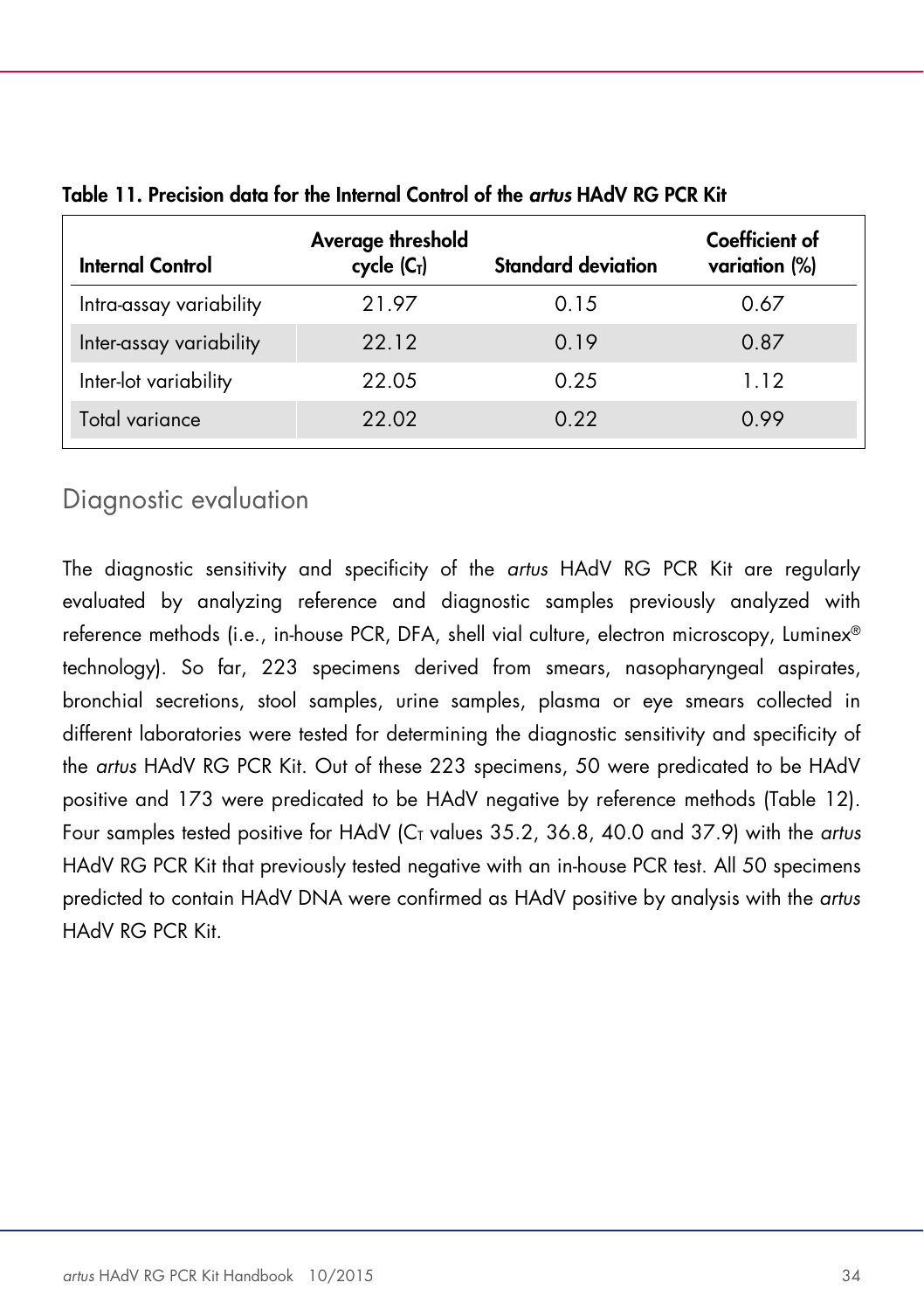**Table 11. Precision data for the Internal Control of the *artus* HAdV RG PCR Kit**

| Internal Control | Average threshold cycle ($C_T$) | Standard deviation | Coefficient of variation (%) |
|---|---|---|---|
| Intra-assay variability | 21.97 | 0.15 | 0.67 |
| Inter-assay variability | 22.12 | 0.19 | 0.87 |
| Inter-lot variability | 22.05 | 0.25 | 1.12 |
| Total variance | 22.02 | 0.22 | 0.99 |

## Diagnostic evaluation

The diagnostic sensitivity and specificity of the *artus* HAdV RG PCR Kit are regularly evaluated by analyzing reference and diagnostic samples previously analyzed with reference methods (i.e., in-house PCR, DFA, shell vial culture, electron microscopy, Luminex® technology). So far, 223 specimens derived from smears, nasopharyngeal aspirates, bronchial secretions, stool samples, urine samples, plasma or eye smears collected in different laboratories were tested for determining the diagnostic sensitivity and specificity of the *artus* HAdV RG PCR Kit. Out of these 223 specimens, 50 were predicated to be HAdV positive and 173 were predicated to be HAdV negative by reference methods (Table 12). Four samples tested positive for HAdV ($C_T$ values 35.2, 36.8, 40.0 and 37.9) with the *artus* HAdV RG PCR Kit that previously tested negative with an in-house PCR test. All 50 specimens predicted to contain HAdV DNA were confirmed as HAdV positive by analysis with the *artus* HAdV RG PCR Kit.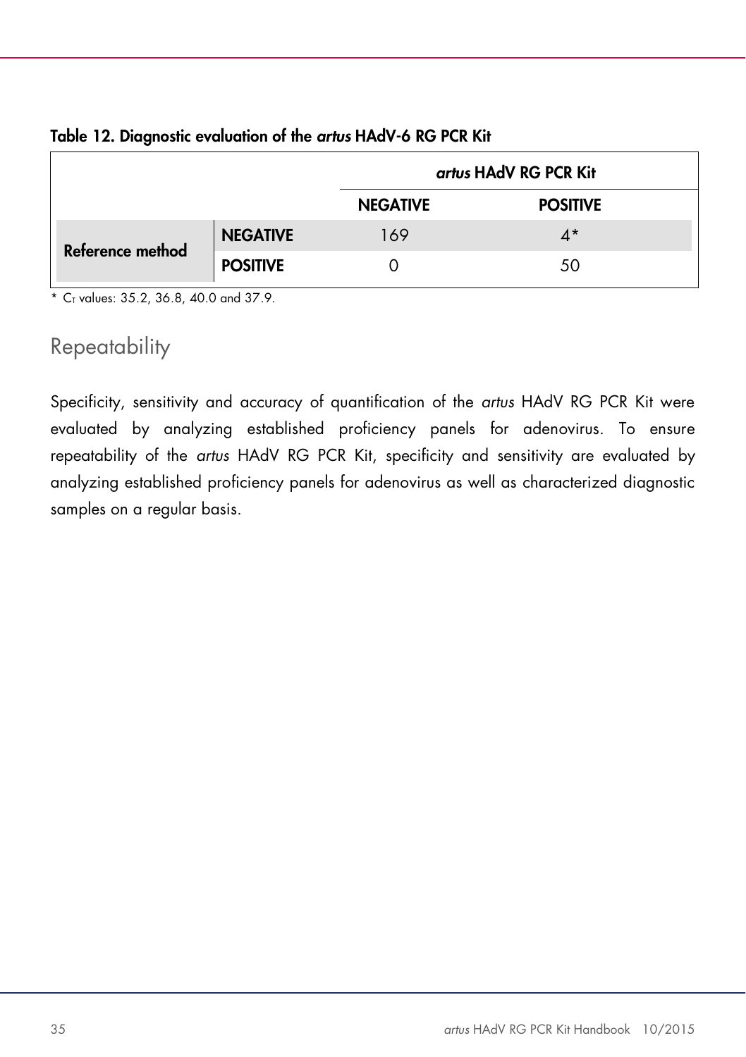**Table 12. Diagnostic evaluation of the *artus* HAdV-6 RG PCR Kit**

| | | ***artus* HAdV RG PCR Kit** | |
|---|---|---|---|
| | | **NEGATIVE** | **POSITIVE** |
| **Reference method** | **NEGATIVE** | 169 | 4* |
| | **POSITIVE** | 0 | 50 |

\* $C_T$ values: 35.2, 36.8, 40.0 and 37.9.

## Repeatability

Specificity, sensitivity and accuracy of quantification of the *artus* HAdV RG PCR Kit were evaluated by analyzing established proficiency panels for adenovirus. To ensure repeatability of the *artus* HAdV RG PCR Kit, specificity and sensitivity are evaluated by analyzing established proficiency panels for adenovirus as well as characterized diagnostic samples on a regular basis.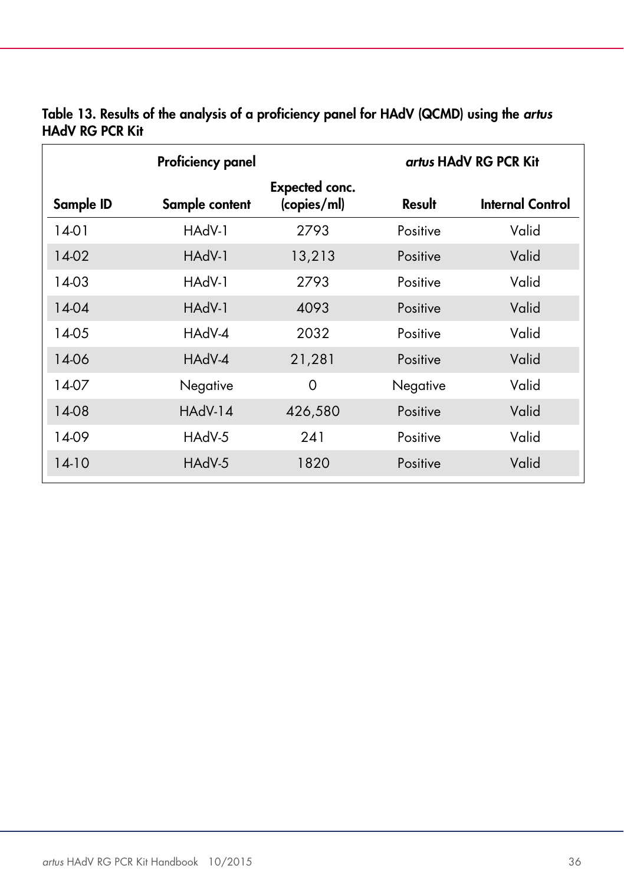**Table 13. Results of the analysis of a proficiency panel for HAdV (QCMD) using the *artus* HAdV RG PCR Kit**

| Proficiency panel | | | *artus* HAdV RG PCR Kit | |
|---|---|---|---|---|
| Sample ID | Sample content | Expected conc. (copies/ml) | Result | Internal Control |
| 14-01 | HAdV-1 | 2793 | Positive | Valid |
| 14-02 | HAdV-1 | 13,213 | Positive | Valid |
| 14-03 | HAdV-1 | 2793 | Positive | Valid |
| 14-04 | HAdV-1 | 4093 | Positive | Valid |
| 14-05 | HAdV-4 | 2032 | Positive | Valid |
| 14-06 | HAdV-4 | 21,281 | Positive | Valid |
| 14-07 | Negative | 0 | Negative | Valid |
| 14-08 | HAdV-14 | 426,580 | Positive | Valid |
| 14-09 | HAdV-5 | 241 | Positive | Valid |
| 14-10 | HAdV-5 | 1820 | Positive | Valid |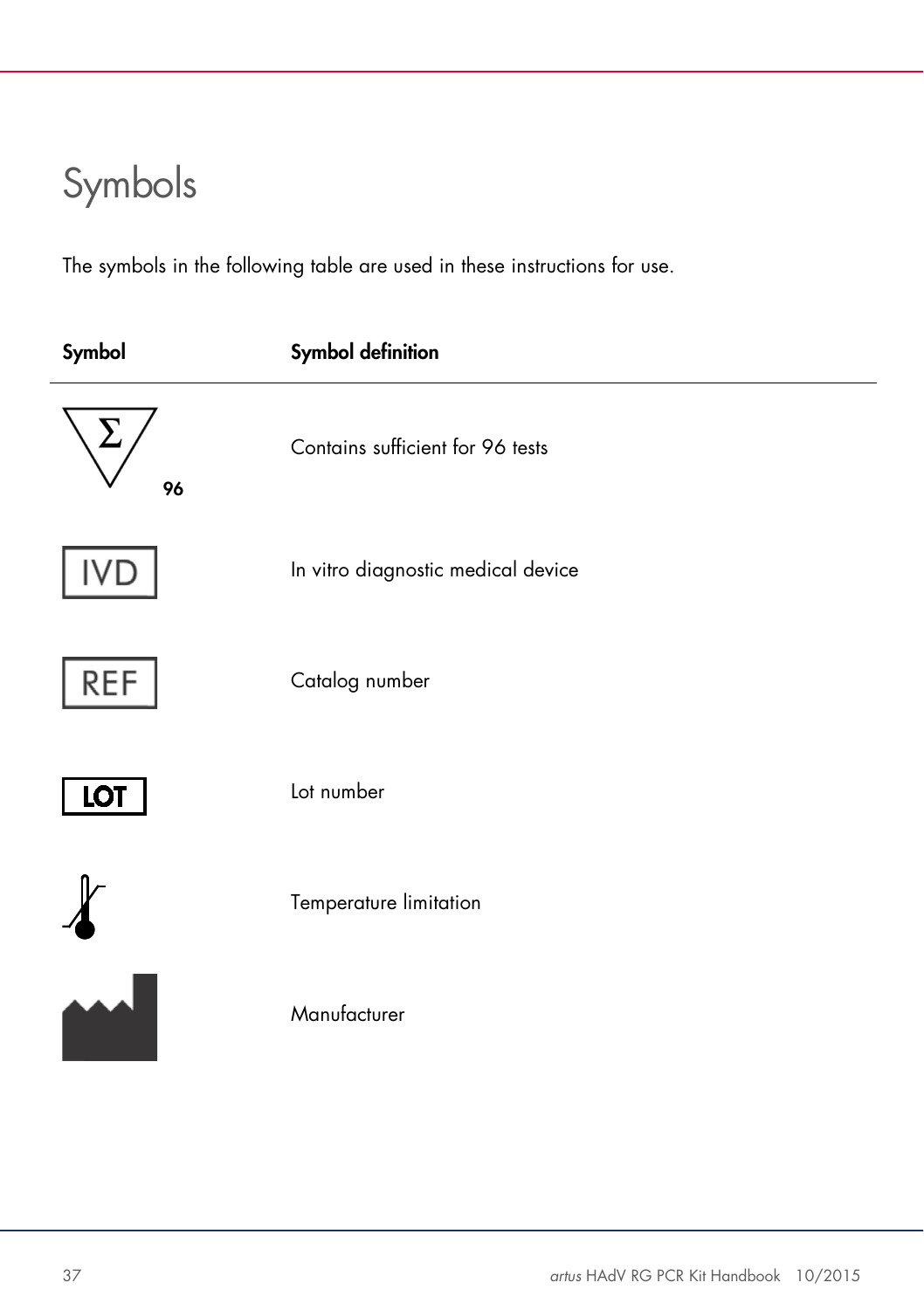# Symbols

The symbols in the following table are used in these instructions for use.

| Symbol | Symbol definition |
|---|---|
| Σ 96 | Contains sufficient for 96 tests |
| IVD | In vitro diagnostic medical device |
| REF | Catalog number |
| LOT | Lot number |
| | Temperature limitation |
| | Manufacturer |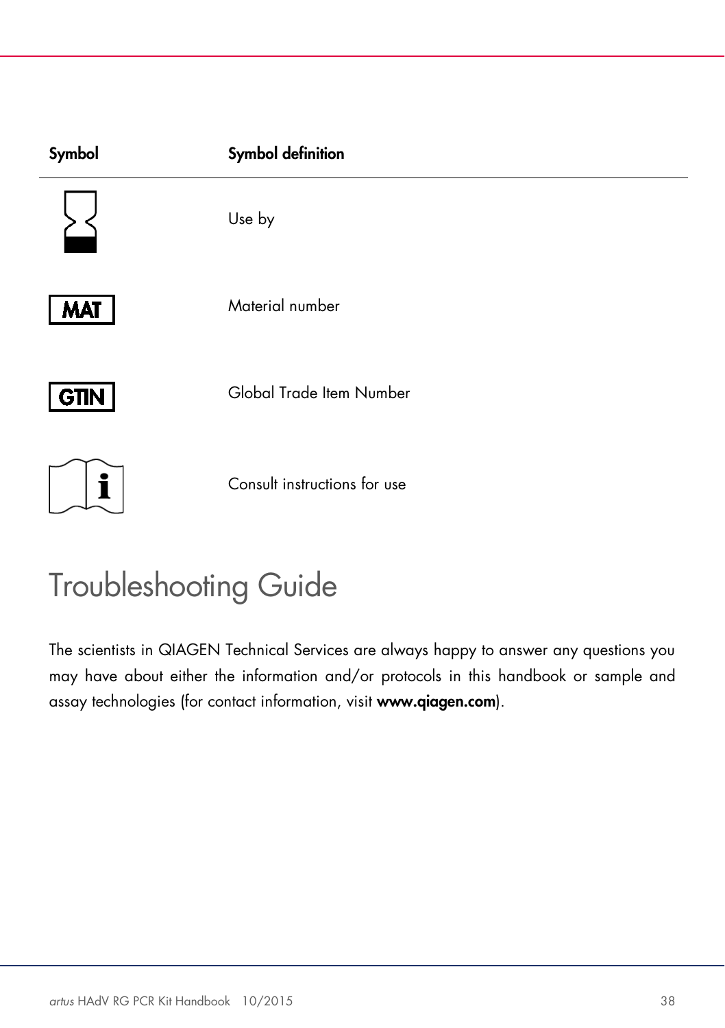| Symbol | Symbol definition |
|---|---|
| | Use by |
| MAT | Material number |
| GTIN | Global Trade Item Number |
| | Consult instructions for use |

# Troubleshooting Guide

The scientists in QIAGEN Technical Services are always happy to answer any questions you may have about either the information and/or protocols in this handbook or sample and assay technologies (for contact information, visit **www.qiagen.com**).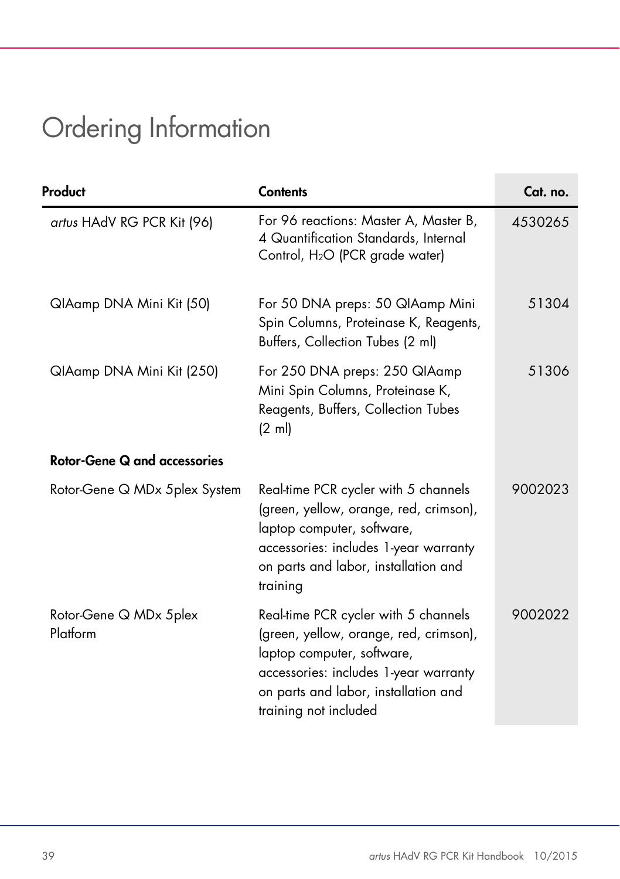# Ordering Information

| Product | Contents | Cat. no. |
|---|---|---|
| *artus* HAdV RG PCR Kit (96) | For 96 reactions: Master A, Master B, 4 Quantification Standards, Internal Control, $H_2O$ (PCR grade water) | 4530265 |
| QIAamp DNA Mini Kit (50) | For 50 DNA preps: 50 QIAamp Mini Spin Columns, Proteinase K, Reagents, Buffers, Collection Tubes (2 ml) | 51304 |
| QIAamp DNA Mini Kit (250) | For 250 DNA preps: 250 QIAamp Mini Spin Columns, Proteinase K, Reagents, Buffers, Collection Tubes (2 ml) | 51306 |
| **Rotor-Gene Q and accessories** | | |
| Rotor-Gene Q MDx 5plex System | Real-time PCR cycler with 5 channels (green, yellow, orange, red, crimson), laptop computer, software, accessories: includes 1-year warranty on parts and labor, installation and training | 9002023 |
| Rotor-Gene Q MDx 5plex Platform | Real-time PCR cycler with 5 channels (green, yellow, orange, red, crimson), laptop computer, software, accessories: includes 1-year warranty on parts and labor, installation and training not included | 9002022 |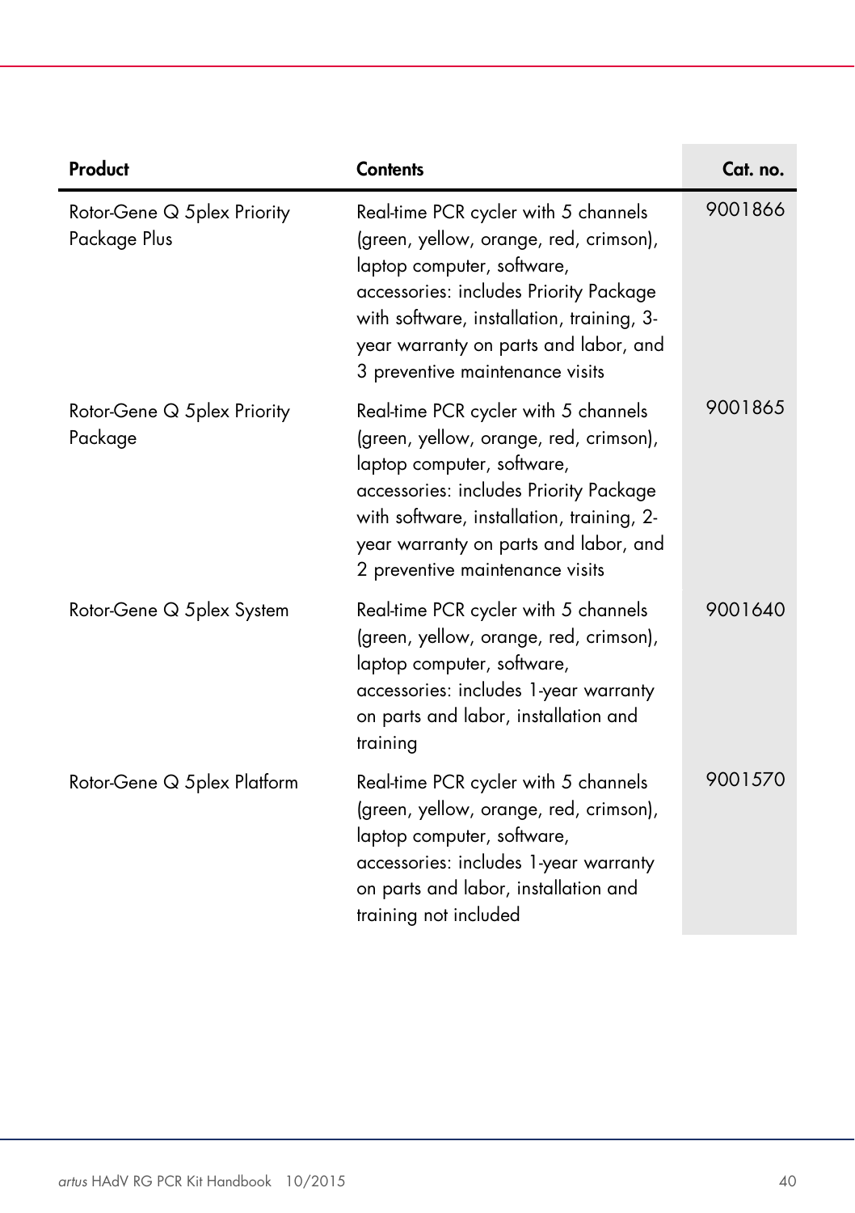| Product | Contents | Cat. no. |
|---|---|---|
| Rotor-Gene Q 5plex Priority Package Plus | Real-time PCR cycler with 5 channels (green, yellow, orange, red, crimson), laptop computer, software, accessories: includes Priority Package with software, installation, training, 3-year warranty on parts and labor, and 3 preventive maintenance visits | 9001866 |
| Rotor-Gene Q 5plex Priority Package | Real-time PCR cycler with 5 channels (green, yellow, orange, red, crimson), laptop computer, software, accessories: includes Priority Package with software, installation, training, 2-year warranty on parts and labor, and 2 preventive maintenance visits | 9001865 |
| Rotor-Gene Q 5plex System | Real-time PCR cycler with 5 channels (green, yellow, orange, red, crimson), laptop computer, software, accessories: includes 1-year warranty on parts and labor, installation and training | 9001640 |
| Rotor-Gene Q 5plex Platform | Real-time PCR cycler with 5 channels (green, yellow, orange, red, crimson), laptop computer, software, accessories: includes 1-year warranty on parts and labor, installation and training not included | 9001570 |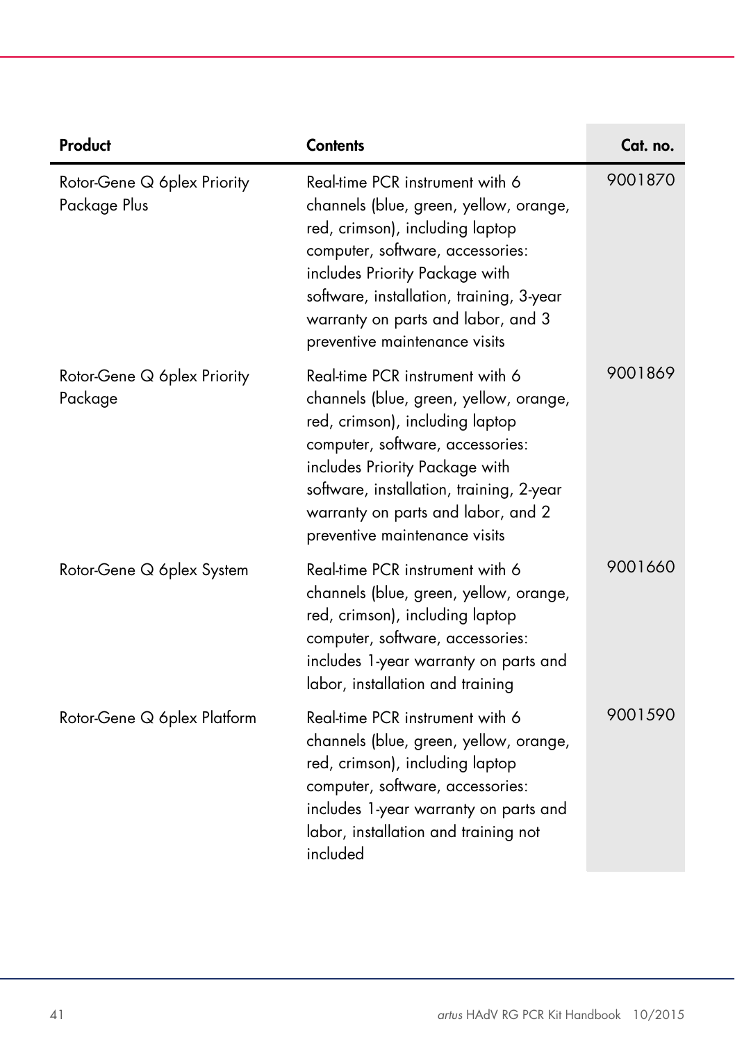| Product | Contents | Cat. no. |
|---|---|---|
| Rotor-Gene Q 6plex Priority Package Plus | Real-time PCR instrument with 6 channels (blue, green, yellow, orange, red, crimson), including laptop computer, software, accessories: includes Priority Package with software, installation, training, 3-year warranty on parts and labor, and 3 preventive maintenance visits | 9001870 |
| Rotor-Gene Q 6plex Priority Package | Real-time PCR instrument with 6 channels (blue, green, yellow, orange, red, crimson), including laptop computer, software, accessories: includes Priority Package with software, installation, training, 2-year warranty on parts and labor, and 2 preventive maintenance visits | 9001869 |
| Rotor-Gene Q 6plex System | Real-time PCR instrument with 6 channels (blue, green, yellow, orange, red, crimson), including laptop computer, software, accessories: includes 1-year warranty on parts and labor, installation and training | 9001660 |
| Rotor-Gene Q 6plex Platform | Real-time PCR instrument with 6 channels (blue, green, yellow, orange, red, crimson), including laptop computer, software, accessories: includes 1-year warranty on parts and labor, installation and training not included | 9001590 |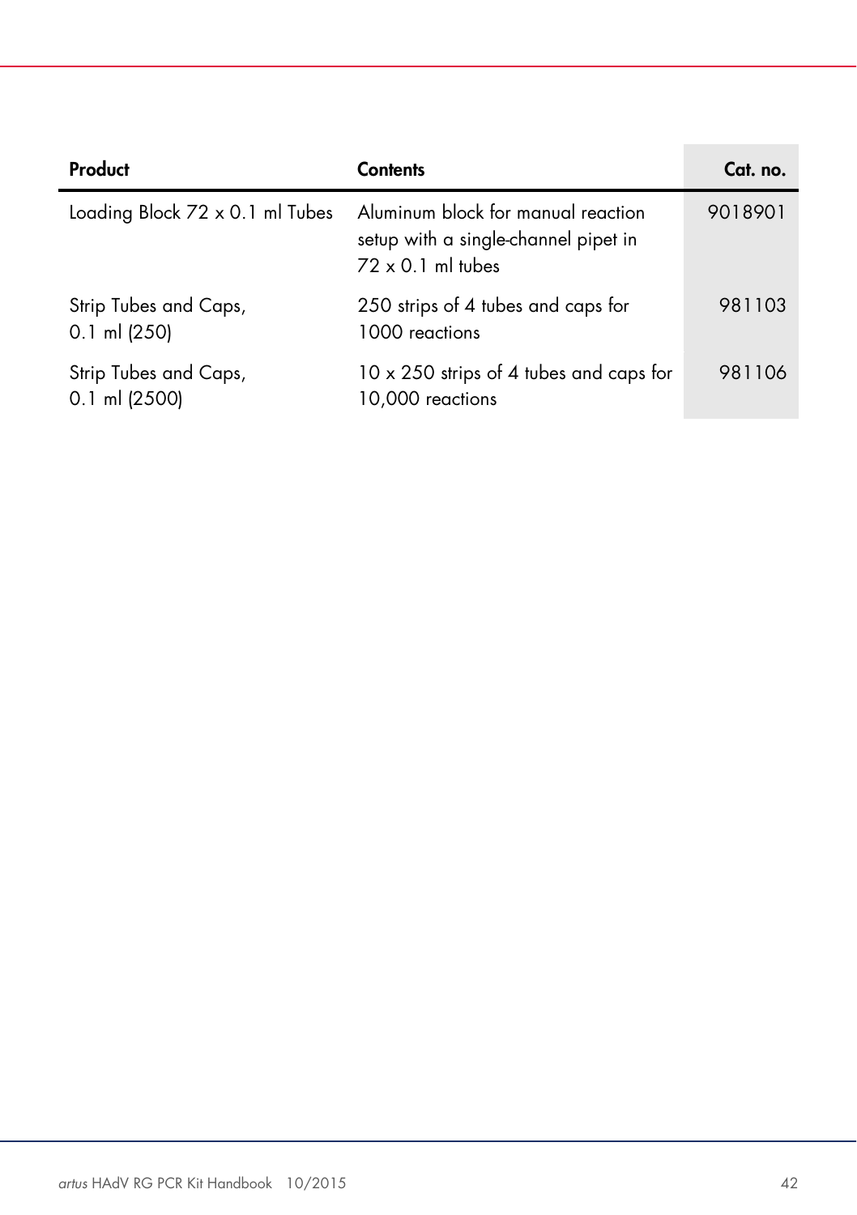| Product | Contents | Cat. no. |
| --- | --- | --- |
| Loading Block 72 x 0.1 ml Tubes | Aluminum block for manual reaction setup with a single-channel pipet in 72 x 0.1 ml tubes | 9018901 |
| Strip Tubes and Caps, 0.1 ml (250) | 250 strips of 4 tubes and caps for 1000 reactions | 981103 |
| Strip Tubes and Caps, 0.1 ml (2500) | 10 x 250 strips of 4 tubes and caps for 10,000 reactions | 981106 |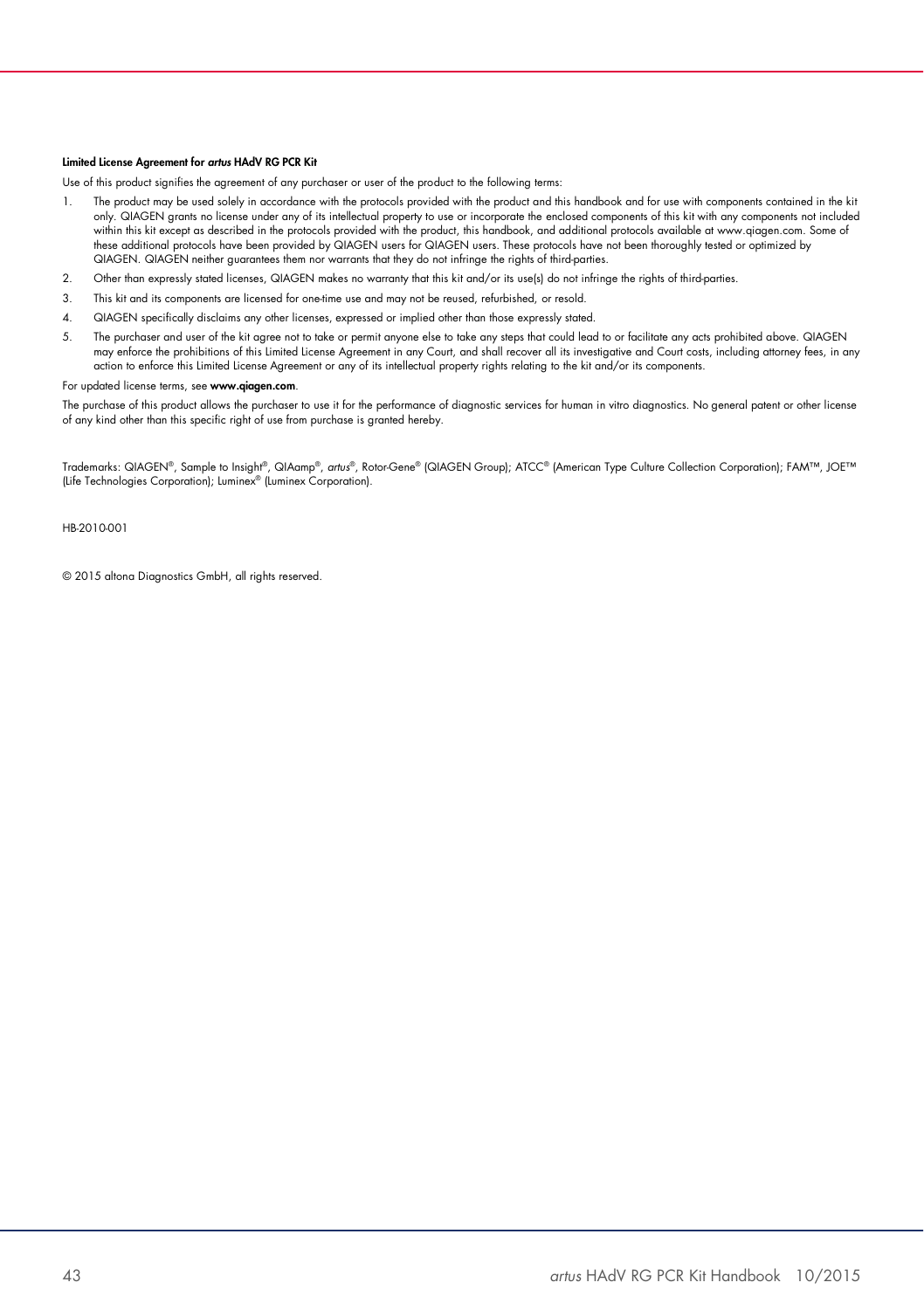**Limited License Agreement for *artus* HAdV RG PCR Kit**

Use of this product signifies the agreement of any purchaser or user of the product to the following terms:

1. The product may be used solely in accordance with the protocols provided with the product and this handbook and for use with components contained in the kit only. QIAGEN grants no license under any of its intellectual property to use or incorporate the enclosed components of this kit with any components not included within this kit except as described in the protocols provided with the product, this handbook, and additional protocols available at www.qiagen.com. Some of these additional protocols have been provided by QIAGEN users for QIAGEN users. These protocols have not been thoroughly tested or optimized by QIAGEN. QIAGEN neither guarantees them nor warrants that they do not infringe the rights of third-parties.
2. Other than expressly stated licenses, QIAGEN makes no warranty that this kit and/or its use(s) do not infringe the rights of third-parties.
3. This kit and its components are licensed for one-time use and may not be reused, refurbished, or resold.
4. QIAGEN specifically disclaims any other licenses, expressed or implied other than those expressly stated.
5. The purchaser and user of the kit agree not to take or permit anyone else to take any steps that could lead to or facilitate any acts prohibited above. QIAGEN may enforce the prohibitions of this Limited License Agreement in any Court, and shall recover all its investigative and Court costs, including attorney fees, in any action to enforce this Limited License Agreement or any of its intellectual property rights relating to the kit and/or its components.

For updated license terms, see **www.qiagen.com**.

The purchase of this product allows the purchaser to use it for the performance of diagnostic services for human in vitro diagnostics. No general patent or other license of any kind other than this specific right of use from purchase is granted hereby.

Trademarks: QIAGEN®, Sample to Insight®, QIAamp®, *artus*®, Rotor-Gene® (QIAGEN Group); ATCC® (American Type Culture Collection Corporation); FAM™, JOE™ (Life Technologies Corporation); Luminex® (Luminex Corporation).

HB-2010-001

© 2015 altona Diagnostics GmbH, all rights reserved.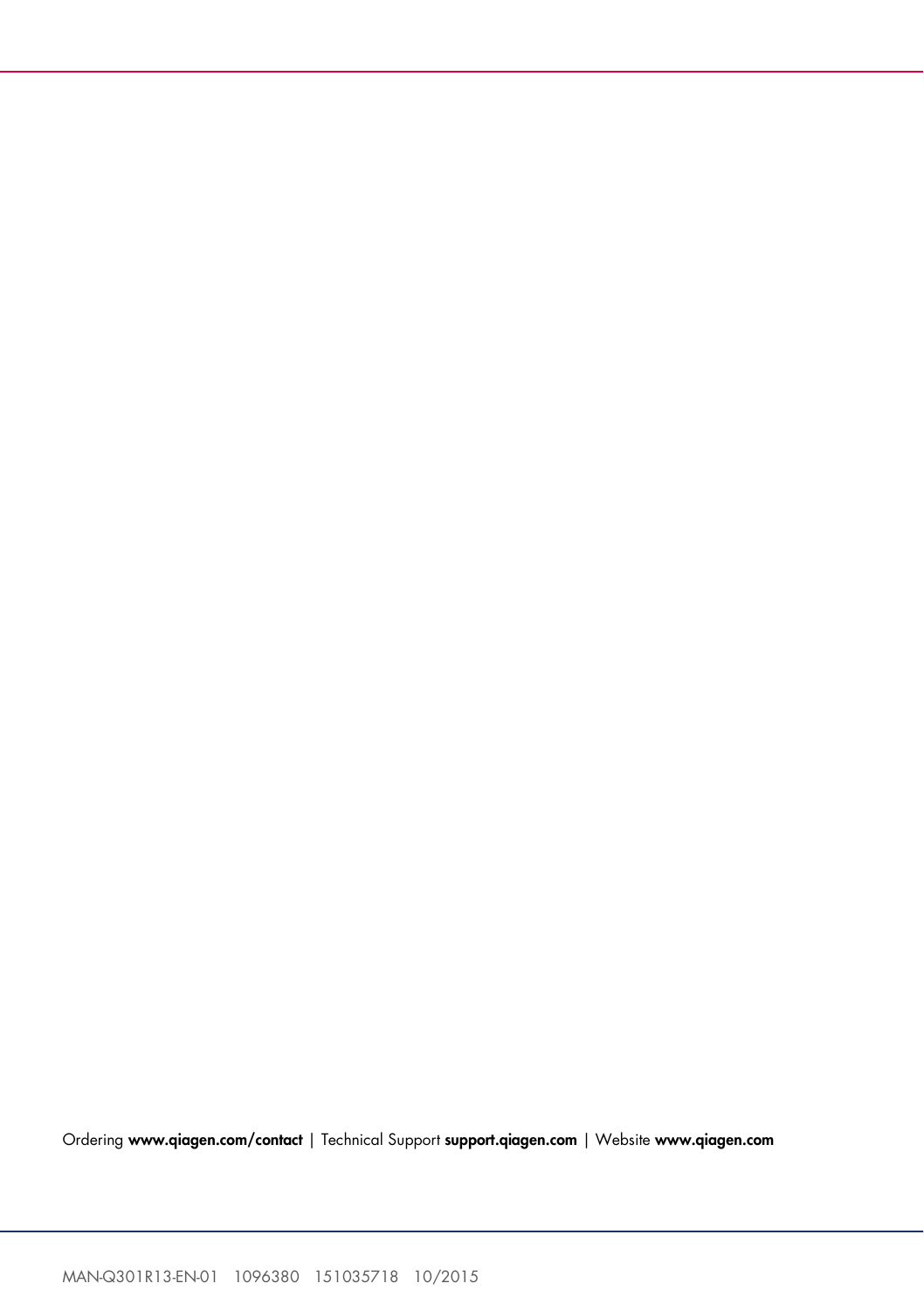Ordering **www.qiagen.com/contact** | Technical Support **support.qiagen.com** | Website **www.qiagen.com**

MAN-Q301R13-EN-01 1096380 151035718 10/2015